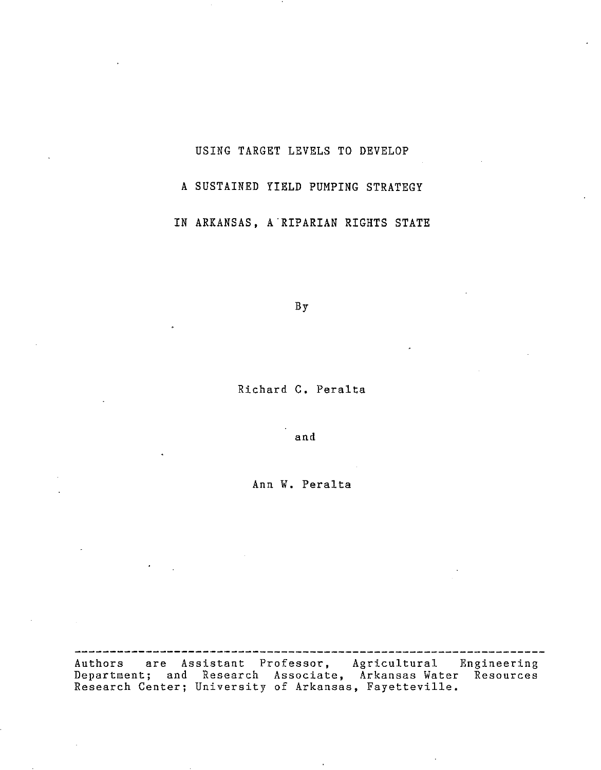# USING TARGET LEVELS TO DEVELOP A SUSTAINED YIELD PUMPING STRATEGY IN ARKANSAS, A RIPARIAN RIGHTS STATE

By

Richard C. Peralta

and

Ann W. Peralta

---

Authors are Assistant Professor, Agricultural Engineering Department; and Research Associate, Arkansas Water Resources Research Center; University of Arkansas, Fayetteville.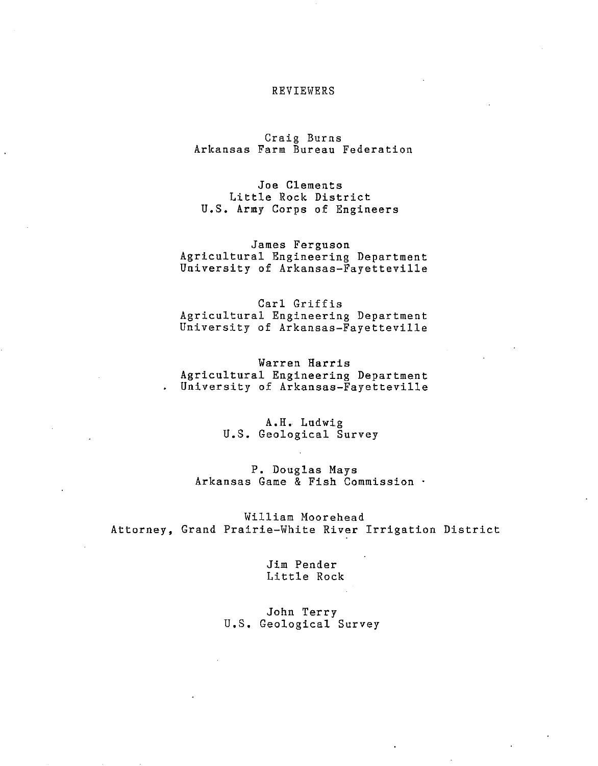# REVIEWERS

Craig Burns
Arkansas Farm Bureau Federation

Joe Clements
Little Rock District
U.S. Army Corps of Engineers

James Ferguson
Agricultural Engineering Department
University of Arkansas-Fayetteville

Carl Griffis
Agricultural Engineering Department
University of Arkansas-Fayetteville

Warren Harris
Agricultural Engineering Department
University of Arkansas-Fayetteville

A.H. Ludwig
U.S. Geological Survey

P. Douglas Mays
Arkansas Game & Fish Commission

William Moorehead
Attorney, Grand Prairie-White River Irrigation District

Jim Pender
Little Rock

John Terry
U.S. Geological Survey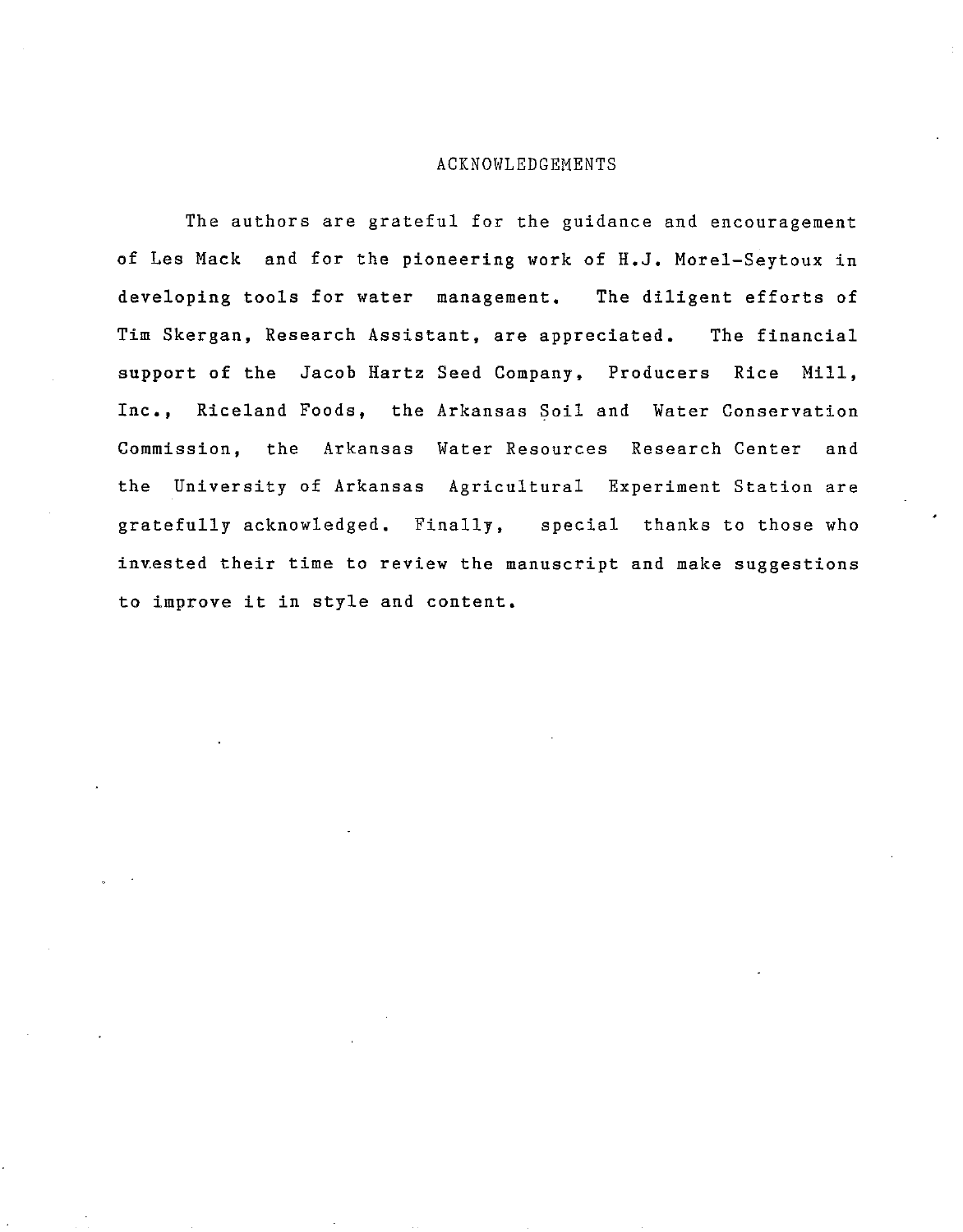# ACKNOWLEDGEMENTS

The authors are grateful for the guidance and encouragement of Les Mack and for the pioneering work of H.J. Morel-Seytoux in developing tools for water management. The diligent efforts of Tim Skergan, Research Assistant, are appreciated. The financial support of the Jacob Hartz Seed Company, Producers Rice Mill, Inc., Riceland Foods, the Arkansas Soil and Water Conservation Commission, the Arkansas Water Resources Research Center and the University of Arkansas Agricultural Experiment Station are gratefully acknowledged. Finally, special thanks to those who invested their time to review the manuscript and make suggestions to improve it in style and content.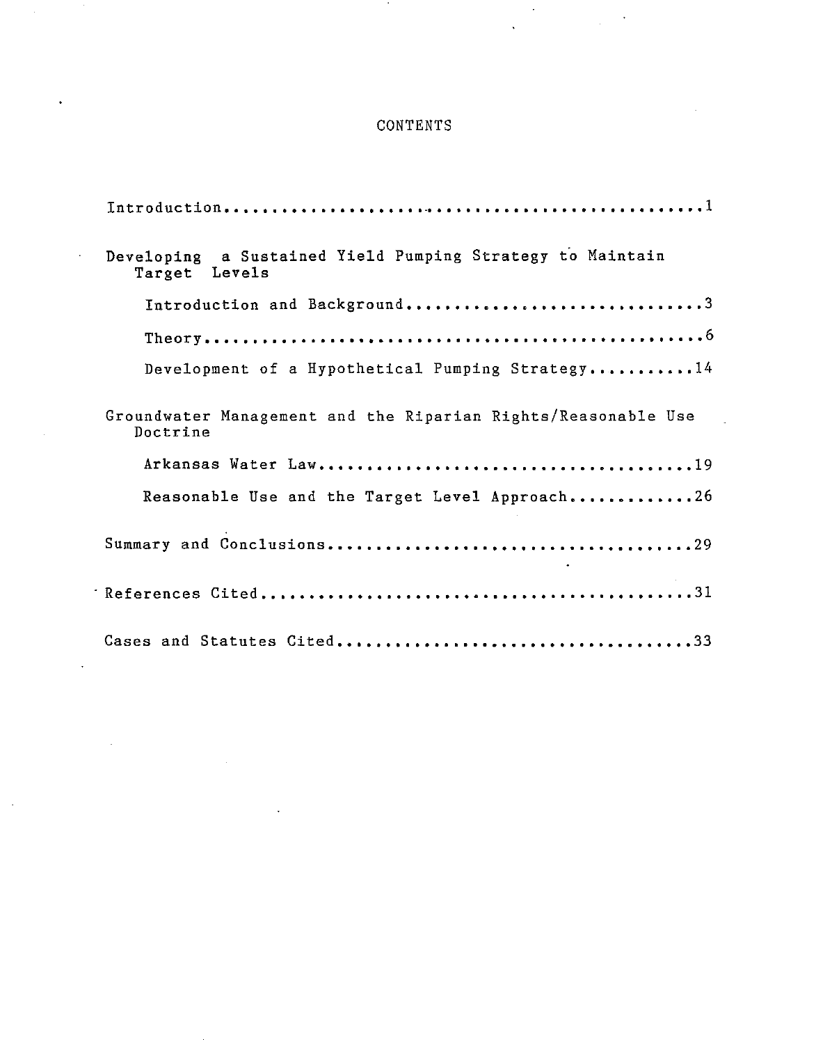# CONTENTS

Introduction....................................................1

Developing a Sustained Yield Pumping Strategy to Maintain Target Levels

- Introduction and Background...............................3
- Theory....................................................6
- Development of a Hypothetical Pumping Strategy...........14

Groundwater Management and the Riparian Rights/Reasonable Use Doctrine

- Arkansas Water Law.......................................19
- Reasonable Use and the Target Level Approach.............26

Summary and Conclusions.......................................29

References Cited..............................................31

Cases and Statutes Cited......................................33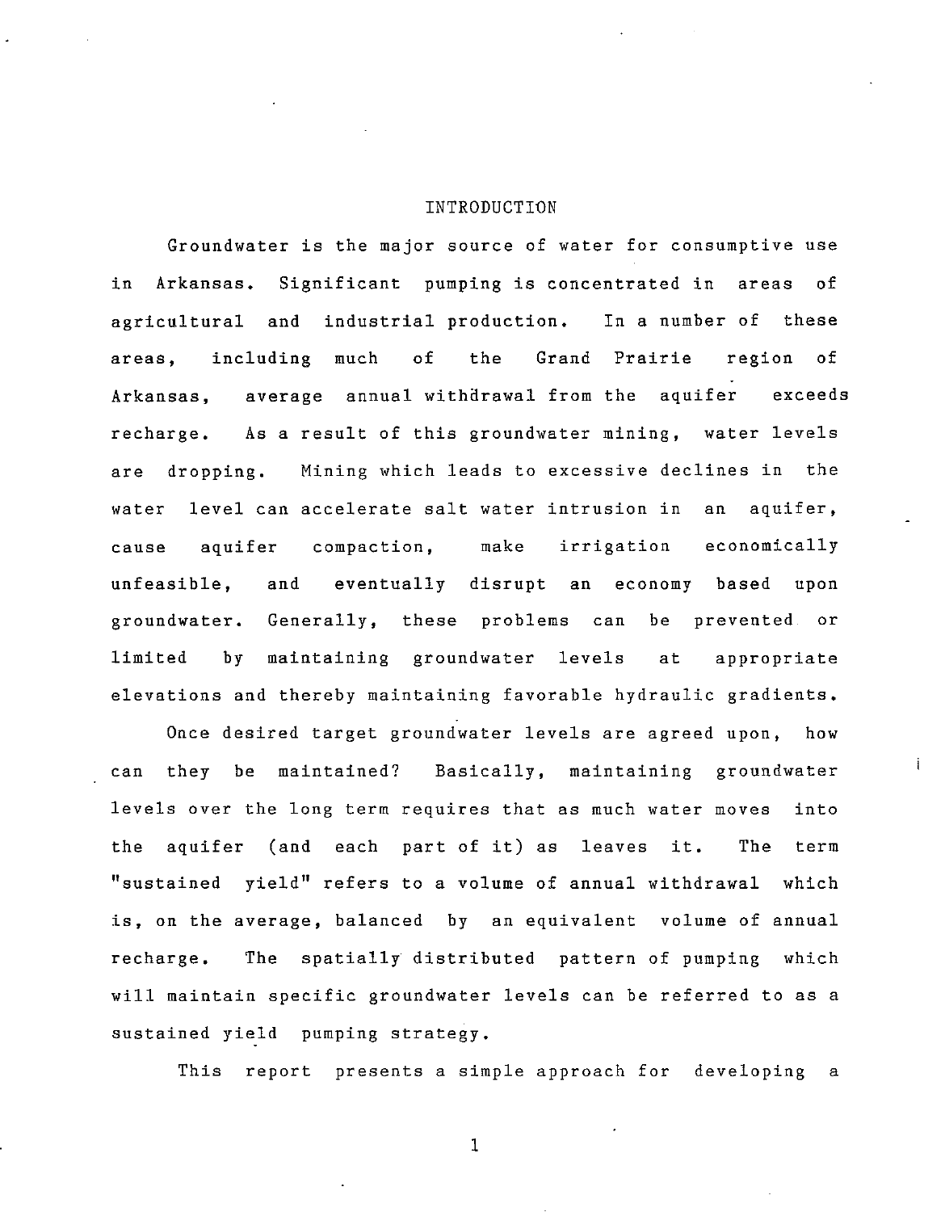# INTRODUCTION

Groundwater is the major source of water for consumptive use in Arkansas. Significant pumping is concentrated in areas of agricultural and industrial production. In a number of these areas, including much of the Grand Prairie region of Arkansas, average annual withdrawal from the aquifer exceeds recharge. As a result of this groundwater mining, water levels are dropping. Mining which leads to excessive declines in the water level can accelerate salt water intrusion in an aquifer, cause aquifer compaction, make irrigation economically unfeasible, and eventually disrupt an economy based upon groundwater. Generally, these problems can be prevented or limited by maintaining groundwater levels at appropriate elevations and thereby maintaining favorable hydraulic gradients.

Once desired target groundwater levels are agreed upon, how can they be maintained? Basically, maintaining groundwater levels over the long term requires that as much water moves into the aquifer (and each part of it) as leaves it. The term "sustained yield" refers to a volume of annual withdrawal which is, on the average, balanced by an equivalent volume of annual recharge. The spatially distributed pattern of pumping which will maintain specific groundwater levels can be referred to as a sustained yield pumping strategy.

This report presents a simple approach for developing a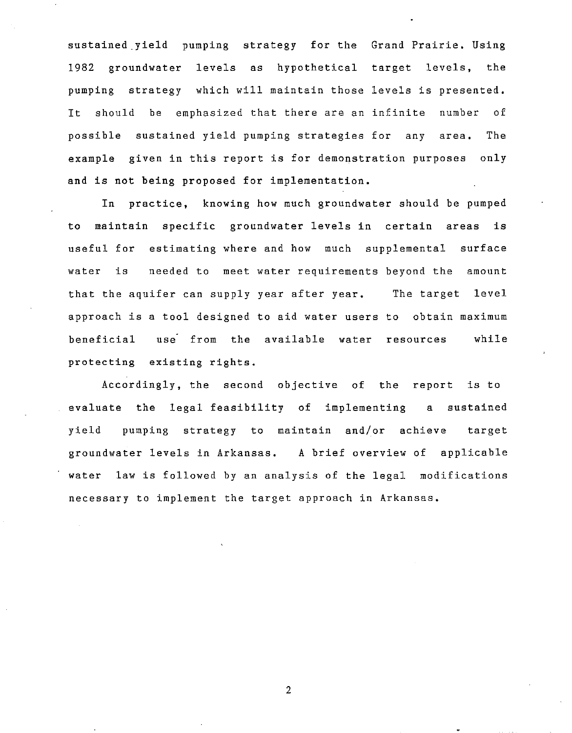sustained yield pumping strategy for the Grand Prairie. Using 1982 groundwater levels as hypothetical target levels, the pumping strategy which will maintain those levels is presented. It should be emphasized that there are an infinite number of possible sustained yield pumping strategies for any area. The example given in this report is for demonstration purposes only and is not being proposed for implementation.

In practice, knowing how much groundwater should be pumped to maintain specific groundwater levels in certain areas is useful for estimating where and how much supplemental surface water is needed to meet water requirements beyond the amount that the aquifer can supply year after year. The target level approach is a tool designed to aid water users to obtain maximum beneficial use from the available water resources while protecting existing rights.

Accordingly, the second objective of the report is to evaluate the legal feasibility of implementing a sustained yield pumping strategy to maintain and/or achieve target groundwater levels in Arkansas. A brief overview of applicable water law is followed by an analysis of the legal modifications necessary to implement the target approach in Arkansas.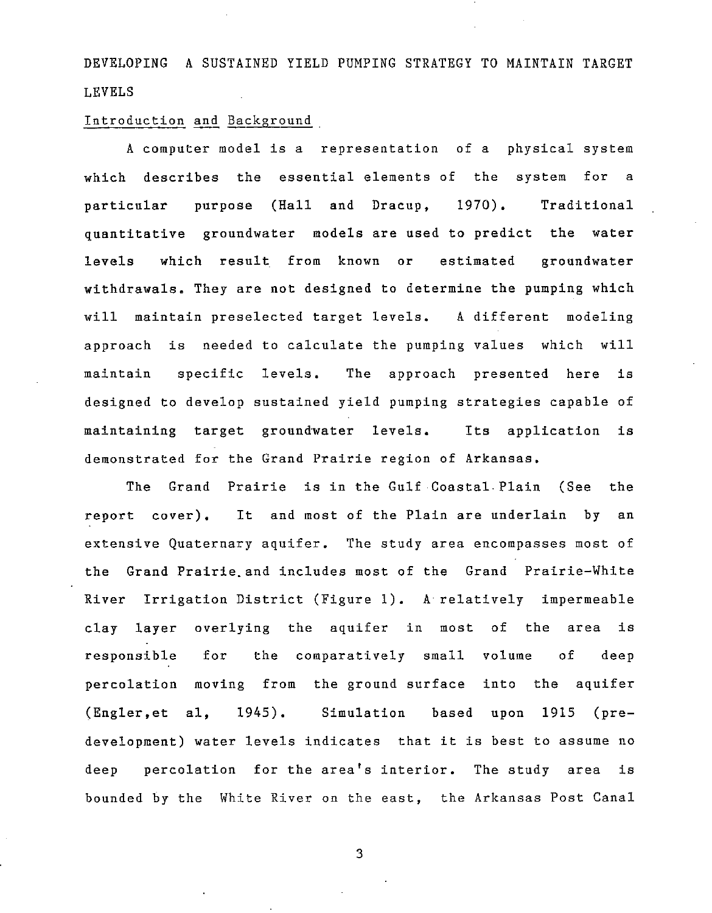# DEVELOPING A SUSTAINED YIELD PUMPING STRATEGY TO MAINTAIN TARGET LEVELS

## Introduction and Background

A computer model is a representation of a physical system which describes the essential elements of the system for a particular purpose (Hall and Dracup, 1970). Traditional quantitative groundwater models are used to predict the water levels which result from known or estimated groundwater withdrawals. They are not designed to determine the pumping which will maintain preselected target levels. A different modeling approach is needed to calculate the pumping values which will maintain specific levels. The approach presented here is designed to develop sustained yield pumping strategies capable of maintaining target groundwater levels. Its application is demonstrated for the Grand Prairie region of Arkansas.

The Grand Prairie is in the Gulf Coastal Plain (See the report cover). It and most of the Plain are underlain by an extensive Quaternary aquifer. The study area encompasses most of the Grand Prairie and includes most of the Grand Prairie-White River Irrigation District (Figure 1). A relatively impermeable clay layer overlying the aquifer in most of the area is responsible for the comparatively small volume of deep percolation moving from the ground surface into the aquifer (Engler,et al, 1945). Simulation based upon 1915 (pre-development) water levels indicates that it is best to assume no deep percolation for the area's interior. The study area is bounded by the White River on the east, the Arkansas Post Canal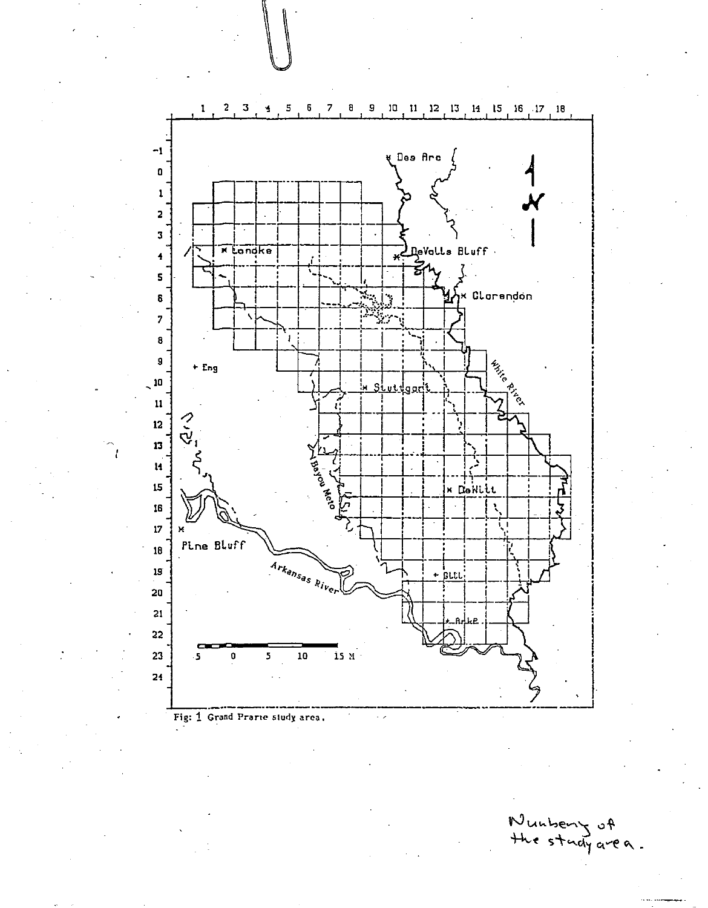Fig: 1 Grand Prarie study area.

Numbering of the study area.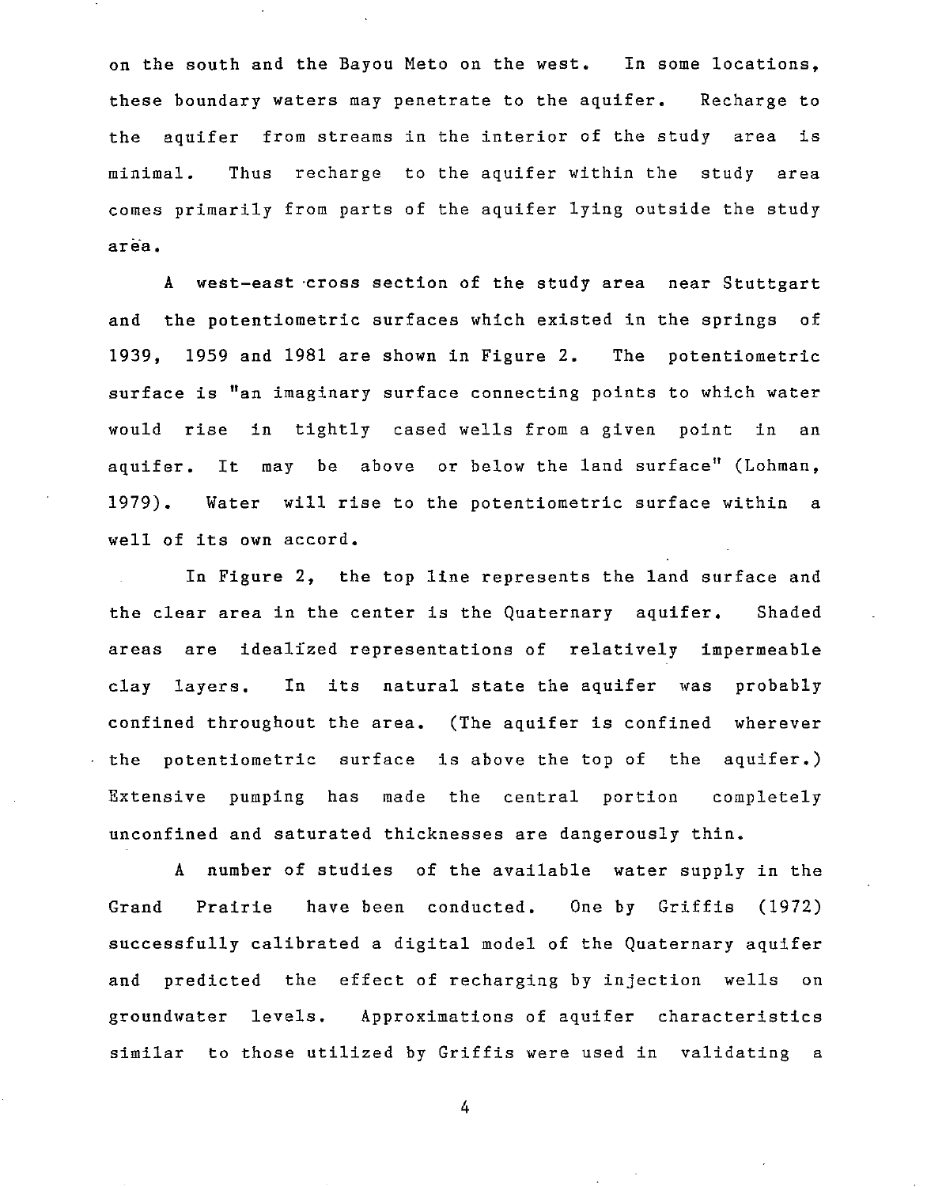on the south and the Bayou Meto on the west. In some locations, these boundary waters may penetrate to the aquifer. Recharge to the aquifer from streams in the interior of the study area is minimal. Thus recharge to the aquifer within the study area comes primarily from parts of the aquifer lying outside the study area.

A west-east cross section of the study area near Stuttgart and the potentiometric surfaces which existed in the springs of 1939, 1959 and 1981 are shown in Figure 2. The potentiometric surface is "an imaginary surface connecting points to which water would rise in tightly cased wells from a given point in an aquifer. It may be above or below the land surface" (Lohman, 1979). Water will rise to the potentiometric surface within a well of its own accord.

In Figure 2, the top line represents the land surface and the clear area in the center is the Quaternary aquifer. Shaded areas are idealized representations of relatively impermeable clay layers. In its natural state the aquifer was probably confined throughout the area. (The aquifer is confined wherever the potentiometric surface is above the top of the aquifer.) Extensive pumping has made the central portion completely unconfined and saturated thicknesses are dangerously thin.

A number of studies of the available water supply in the Grand Prairie have been conducted. One by Griffis (1972) successfully calibrated a digital model of the Quaternary aquifer and predicted the effect of recharging by injection wells on groundwater levels. Approximations of aquifer characteristics similar to those utilized by Griffis were used in validating a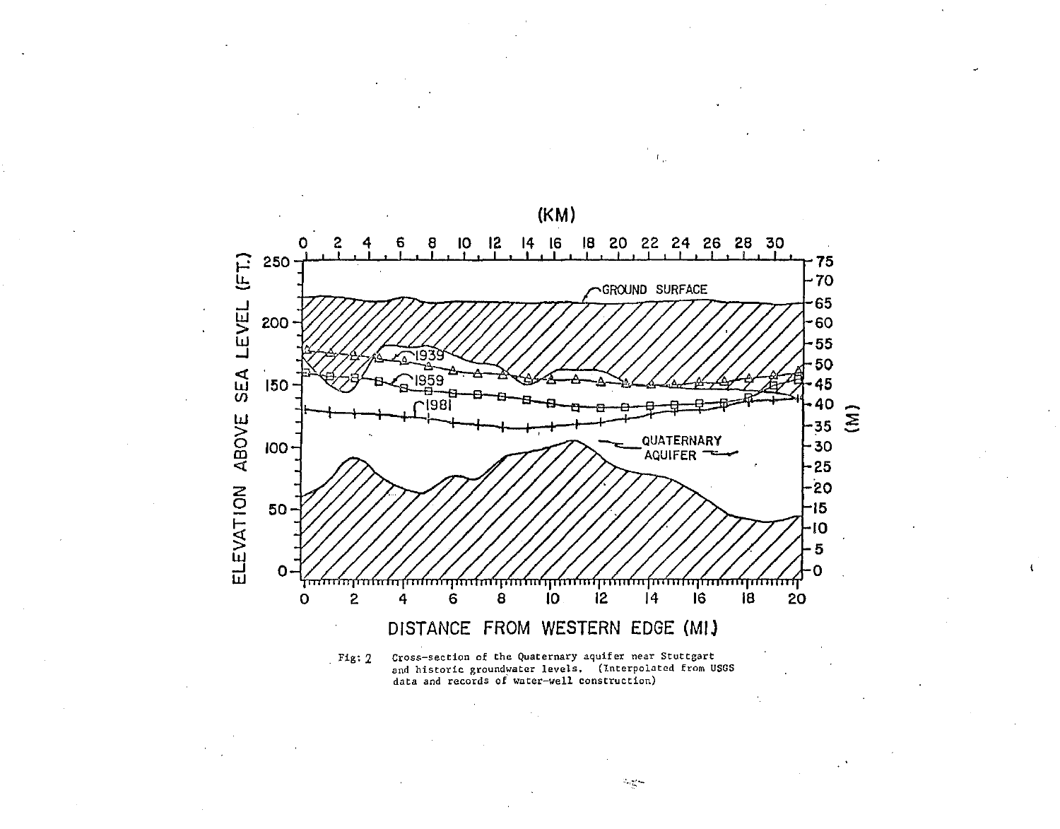Fig: 2 Cross-section of the Quaternary aquifer near Stuttgart and historic groundwater levels. (Interpolated from USGS data and records of water-well construction)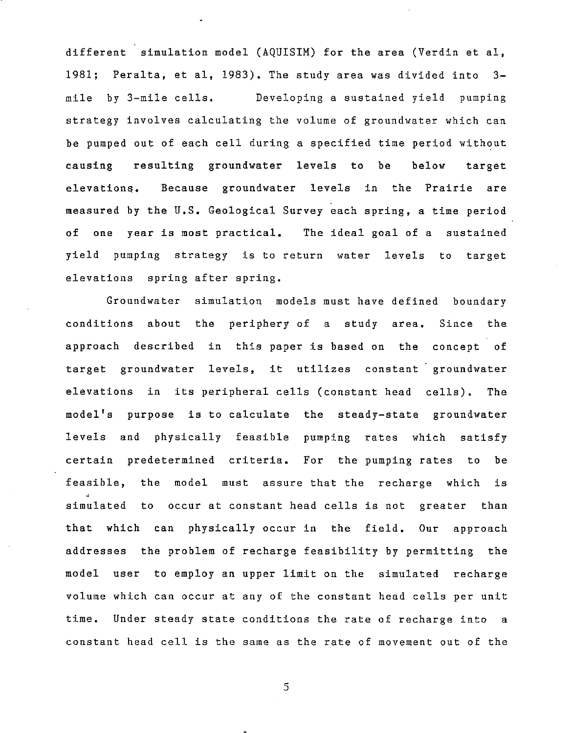different simulation model (AQUISIM) for the area (Verdin et al, 1981; Peralta, et al, 1983). The study area was divided into 3-mile by 3-mile cells. Developing a sustained yield pumping strategy involves calculating the volume of groundwater which can be pumped out of each cell during a specified time period without causing resulting groundwater levels to be below target elevations. Because groundwater levels in the Prairie are measured by the U.S. Geological Survey each spring, a time period of one year is most practical. The ideal goal of a sustained yield pumping strategy is to return water levels to target elevations spring after spring.

Groundwater simulation models must have defined boundary conditions about the periphery of a study area. Since the approach described in this paper is based on the concept of target groundwater levels, it utilizes constant groundwater elevations in its peripheral cells (constant head cells). The model's purpose is to calculate the steady-state groundwater levels and physically feasible pumping rates which satisfy certain predetermined criteria. For the pumping rates to be feasible, the model must assure that the recharge which is simulated to occur at constant head cells is not greater than that which can physically occur in the field. Our approach addresses the problem of recharge feasibility by permitting the model user to employ an upper limit on the simulated recharge volume which can occur at any of the constant head cells per unit time. Under steady state conditions the rate of recharge into a constant head cell is the same as the rate of movement out of the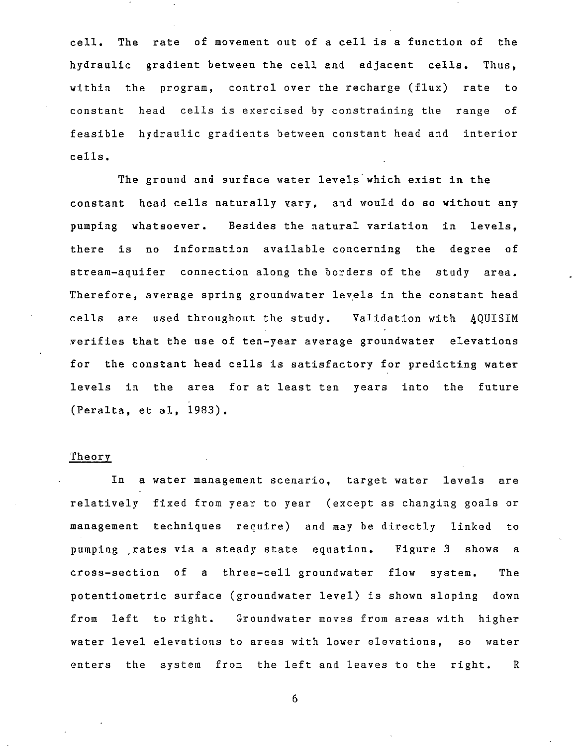cell. The rate of movement out of a cell is a function of the hydraulic gradient between the cell and adjacent cells. Thus, within the program, control over the recharge (flux) rate to constant head cells is exercised by constraining the range of feasible hydraulic gradients between constant head and interior cells.

The ground and surface water levels which exist in the constant head cells naturally vary, and would do so without any pumping whatsoever. Besides the natural variation in levels, there is no information available concerning the degree of stream-aquifer connection along the borders of the study area. Therefore, average spring groundwater levels in the constant head cells are used throughout the study. Validation with AQUISIM verifies that the use of ten-year average groundwater elevations for the constant head cells is satisfactory for predicting water levels in the area for at least ten years into the future (Peralta, et al, 1983).

## Theory

In a water management scenario, target water levels are relatively fixed from year to year (except as changing goals or management techniques require) and may be directly linked to pumping rates via a steady state equation. Figure 3 shows a cross-section of a three-cell groundwater flow system. The potentiometric surface (groundwater level) is shown sloping down from left to right. Groundwater moves from areas with higher water level elevations to areas with lower elevations, so water enters the system from the left and leaves to the right. R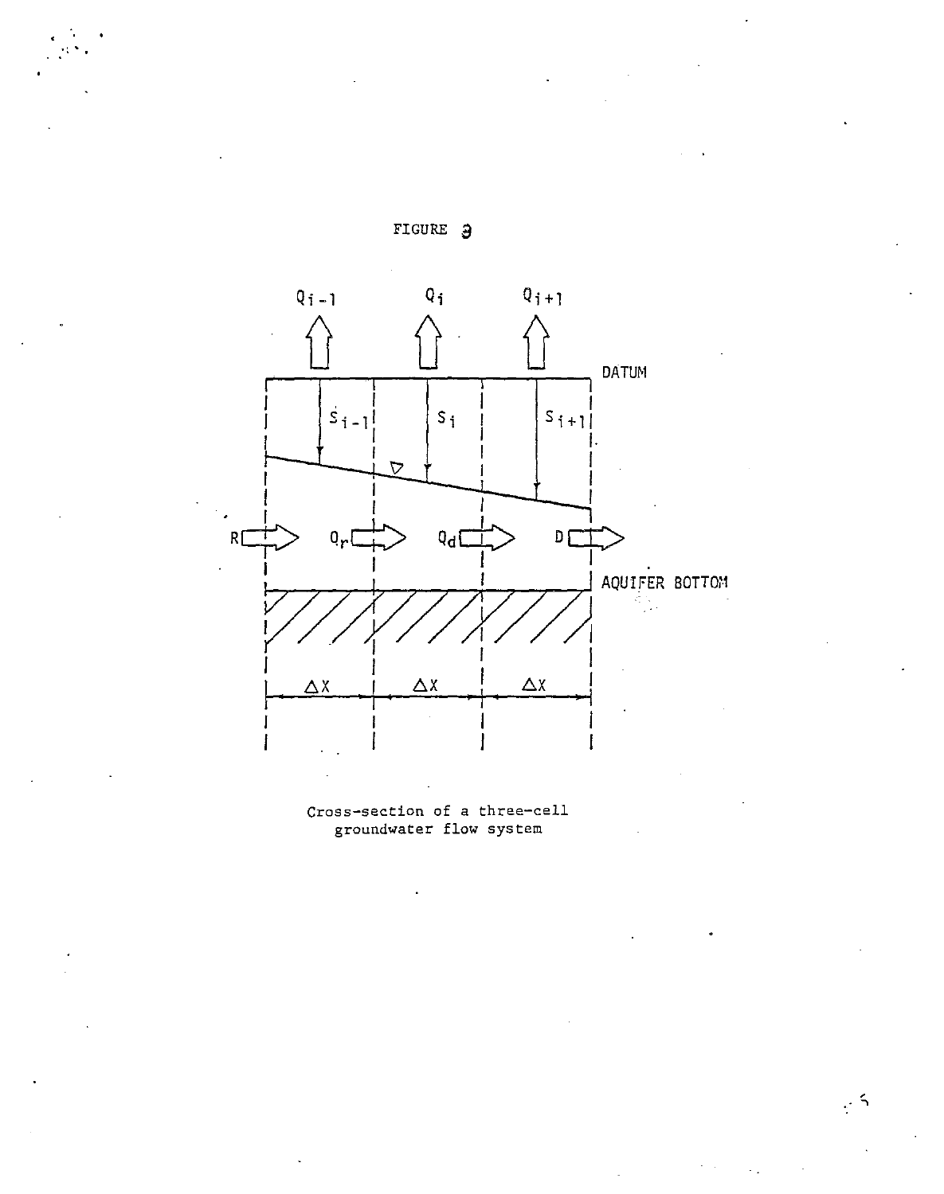FIGURE 3

Cross-section of a three-cell groundwater flow system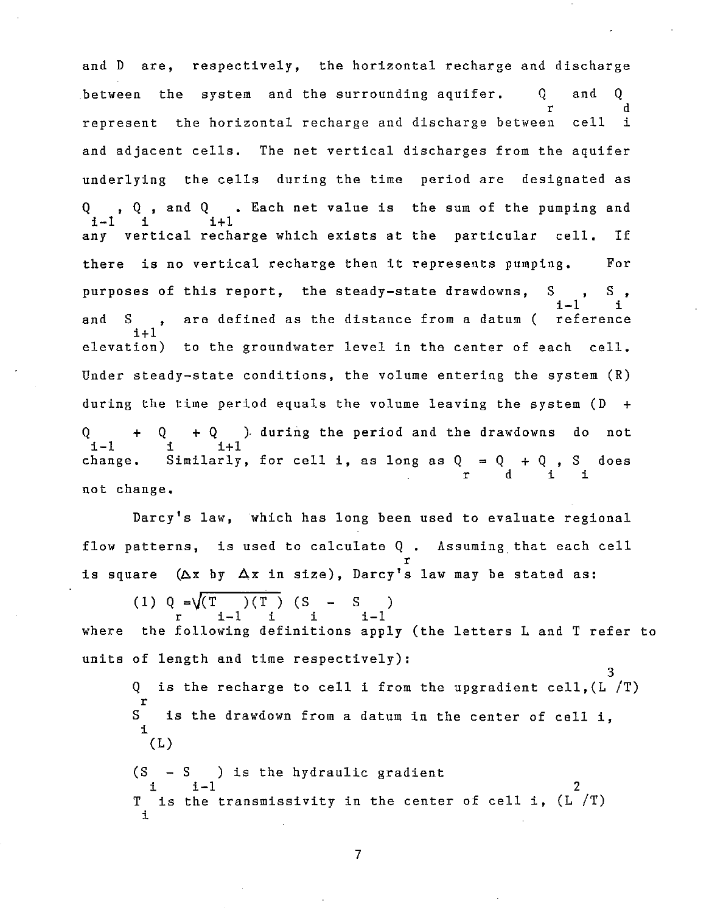and D are, respectively, the horizontal recharge and discharge between the system and the surrounding aquifer. $Q_r$ and $Q_d$ represent the horizontal recharge and discharge between cell i and adjacent cells. The net vertical discharges from the aquifer underlying the cells during the time period are designated as $Q_{i-1}$, $Q_i$, and $Q_{i+1}$. Each net value is the sum of the pumping and any vertical recharge which exists at the particular cell. If there is no vertical recharge then it represents pumping. For purposes of this report, the steady-state drawdowns, $S_{i-1}$, $S_i$, and $S_{i+1}$, are defined as the distance from a datum ( reference elevation) to the groundwater level in the center of each cell. Under steady-state conditions, the volume entering the system (R) during the time period equals the volume leaving the system ($D + Q_{i-1} + Q_i + Q_{i+1}$) during the period and the drawdowns do not change. Similarly, for cell i, as long as $Q_r = Q_d + Q_i$, $S_i$ does not change.

Darcy's law, which has long been used to evaluate regional flow patterns, is used to calculate $Q_r$. Assuming that each cell is square ($\Delta x$ by $\Delta x$ in size), Darcy's law may be stated as:

$$(1) \quad Q_r = \sqrt{(T_{i-1})(T_i)} \; (S_i - S_{i-1})$$

where the following definitions apply (the letters L and T refer to units of length and time respectively):

- $Q_r$ is the recharge to cell i from the upgradient cell, ($L^3/T$)
- $S_i$ is the drawdown from a datum in the center of cell i, (L)
- $(S_i - S_{i-1})$ is the hydraulic gradient
- $T_i$ is the transmissivity in the center of cell i, ($L^2/T$)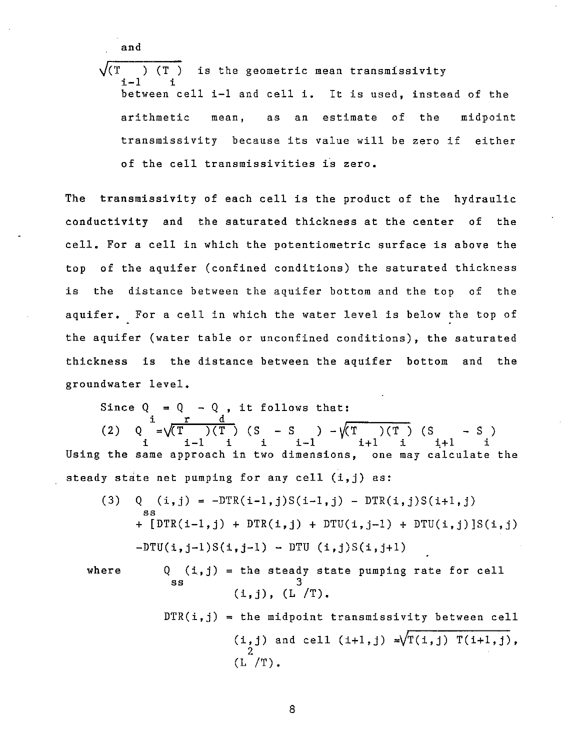and

$\sqrt{(T_{i-1})(T_i)}$ is the geometric mean transmissivity between cell i-1 and cell i. It is used, instead of the arithmetic mean, as an estimate of the midpoint transmissivity because its value will be zero if either of the cell transmissivities is zero.

The transmissivity of each cell is the product of the hydraulic conductivity and the saturated thickness at the center of the cell. For a cell in which the potentiometric surface is above the top of the aquifer (confined conditions) the saturated thickness is the distance between the aquifer bottom and the top of the aquifer. For a cell in which the water level is below the top of the aquifer (water table or unconfined conditions), the saturated thickness is the distance between the aquifer bottom and the groundwater level.

Since $Q_i = Q_r - Q_d$, it follows that:

$$(2)\quad Q_i = \sqrt{(T_{i-1})(T_i)}\,(S_i - S_{i-1}) - \sqrt{(T_{i+1})(T_i)}\,(S_{i+1} - S_i)$$

Using the same approach in two dimensions, one may calculate the steady state net pumping for any cell (i,j) as:

$$
\begin{aligned}
(3)\quad Q_{ss}(i,j) = & -DTR(i-1,j)S(i-1,j) - DTR(i,j)S(i+1,j) \\
& + [DTR(i-1,j) + DTR(i,j) + DTU(i,j-1) + DTU(i,j)]S(i,j) \\
& - DTU(i,j-1)S(i,j-1) - DTU(i,j)S(i,j+1)
\end{aligned}
$$

where

$Q_{ss}(i,j)$ = the steady state pumping rate for cell (i,j), $(L^3/T)$.

$DTR(i,j)$ = the midpoint transmissivity between cell (i,j) and cell (i+1,j) $= \sqrt{T(i,j)\ T(i+1,j)}$, $(L^2/T)$.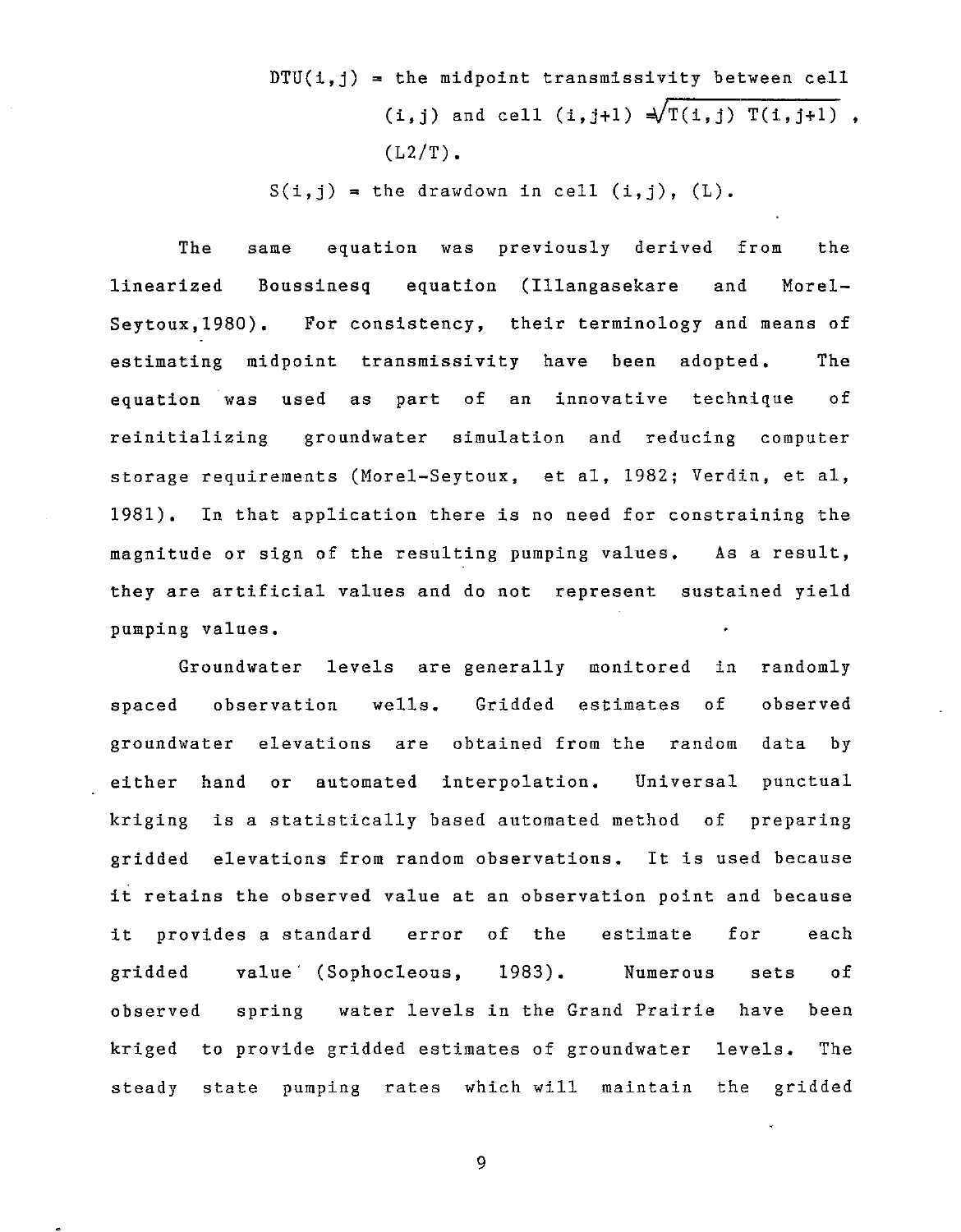$DTU(i,j)$ = the midpoint transmissivity between cell $(i,j)$ and cell $(i,j+1) = \sqrt{T(i,j)\ T(i,j+1)}$, $(L2/T)$.

$S(i,j)$ = the drawdown in cell $(i,j)$, $(L)$.

The same equation was previously derived from the linearized Boussinesq equation (Illangasekare and Morel-Seytoux, 1980). For consistency, their terminology and means of estimating midpoint transmissivity have been adopted. The equation was used as part of an innovative technique of reinitializing groundwater simulation and reducing computer storage requirements (Morel-Seytoux, et al, 1982; Verdin, et al, 1981). In that application there is no need for constraining the magnitude or sign of the resulting pumping values. As a result, they are artificial values and do not represent sustained yield pumping values.

Groundwater levels are generally monitored in randomly spaced observation wells. Gridded estimates of observed groundwater elevations are obtained from the random data by either hand or automated interpolation. Universal punctual kriging is a statistically based automated method of preparing gridded elevations from random observations. It is used because it retains the observed value at an observation point and because it provides a standard error of the estimate for each gridded value (Sophocleous, 1983). Numerous sets of observed spring water levels in the Grand Prairie have been kriged to provide gridded estimates of groundwater levels. The steady state pumping rates which will maintain the gridded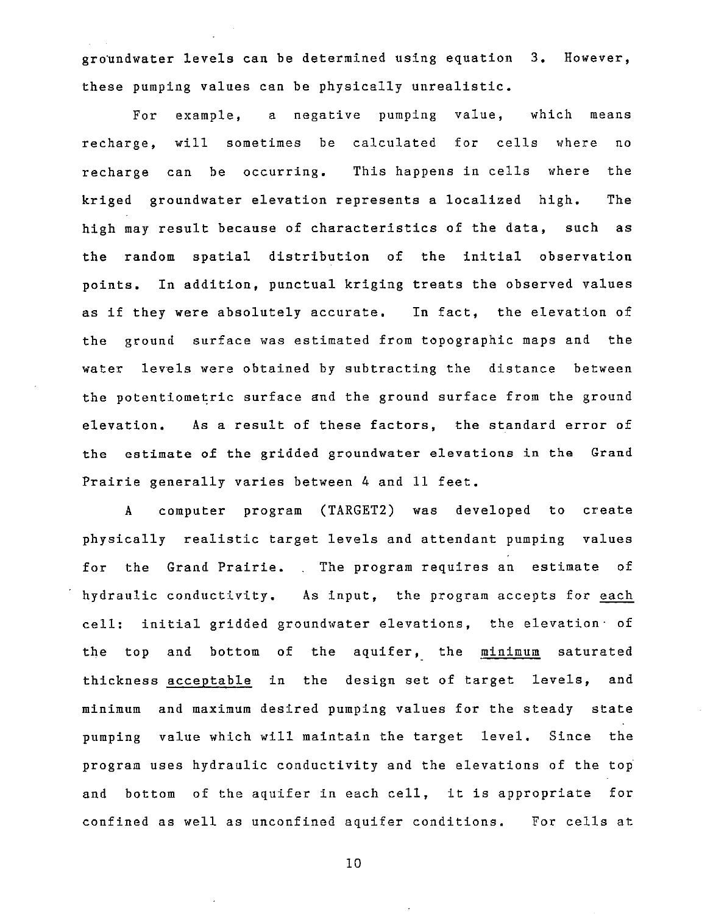groundwater levels can be determined using equation 3. However, these pumping values can be physically unrealistic.

For example, a negative pumping value, which means recharge, will sometimes be calculated for cells where no recharge can be occurring. This happens in cells where the kriged groundwater elevation represents a localized high. The high may result because of characteristics of the data, such as the random spatial distribution of the initial observation points. In addition, punctual kriging treats the observed values as if they were absolutely accurate. In fact, the elevation of the ground surface was estimated from topographic maps and the water levels were obtained by subtracting the distance between the potentiometric surface and the ground surface from the ground elevation. As a result of these factors, the standard error of the estimate of the gridded groundwater elevations in the Grand Prairie generally varies between 4 and 11 feet.

A computer program (TARGET2) was developed to create physically realistic target levels and attendant pumping values for the Grand Prairie. The program requires an estimate of hydraulic conductivity. As input, the program accepts for <u>each</u> cell: initial gridded groundwater elevations, the elevation of the top and bottom of the aquifer, the <u>minimum</u> saturated thickness <u>acceptable</u> in the design set of target levels, and minimum and maximum desired pumping values for the steady state pumping value which will maintain the target level. Since the program uses hydraulic conductivity and the elevations of the top and bottom of the aquifer in each cell, it is appropriate for confined as well as unconfined aquifer conditions. For cells at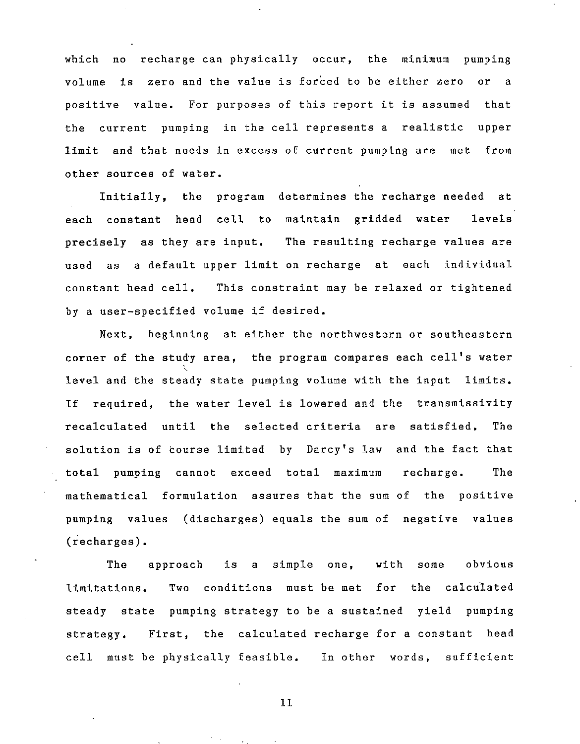which no recharge can physically occur, the minimum pumping volume is zero and the value is forced to be either zero or a positive value. For purposes of this report it is assumed that the current pumping in the cell represents a realistic upper limit and that needs in excess of current pumping are met from other sources of water.

Initially, the program determines the recharge needed at each constant head cell to maintain gridded water levels precisely as they are input. The resulting recharge values are used as a default upper limit on recharge at each individual constant head cell. This constraint may be relaxed or tightened by a user-specified volume if desired.

Next, beginning at either the northwestern or southeastern corner of the study area, the program compares each cell's water level and the steady state pumping volume with the input limits. If required, the water level is lowered and the transmissivity recalculated until the selected criteria are satisfied. The solution is of course limited by Darcy's law and the fact that total pumping cannot exceed total maximum recharge. The mathematical formulation assures that the sum of the positive pumping values (discharges) equals the sum of negative values (recharges).

The approach is a simple one, with some obvious limitations. Two conditions must be met for the calculated steady state pumping strategy to be a sustained yield pumping strategy. First, the calculated recharge for a constant head cell must be physically feasible. In other words, sufficient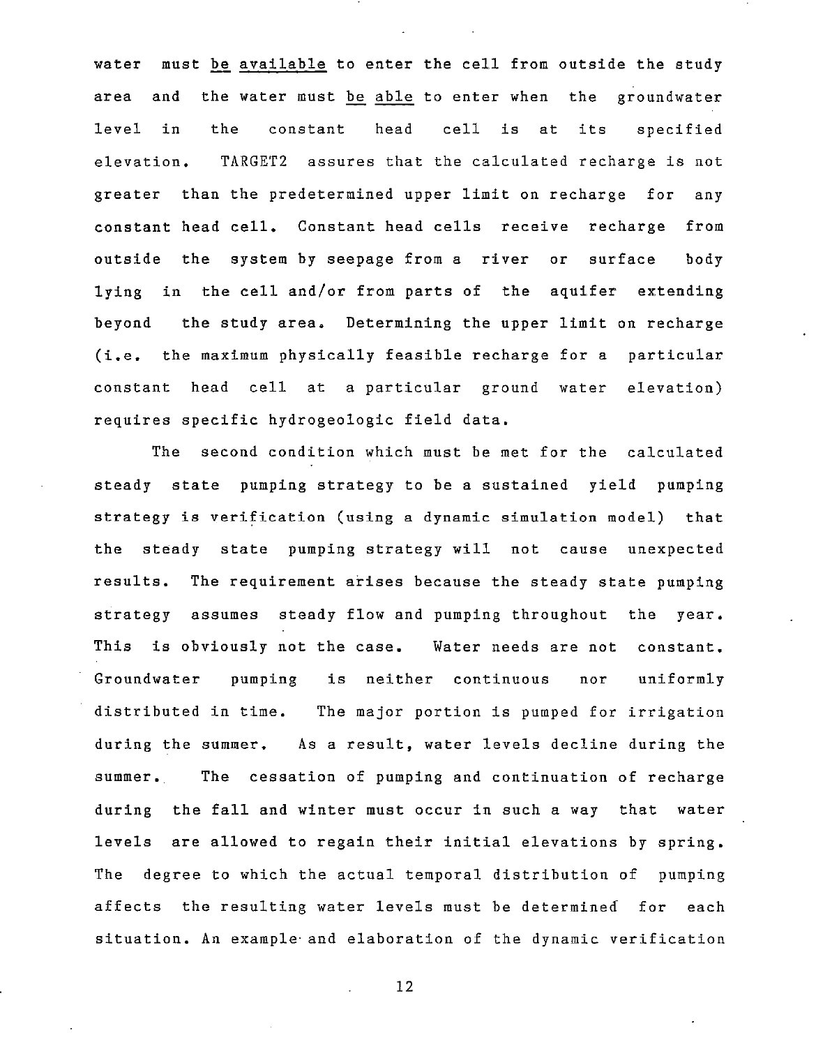water must <u>be available</u> to enter the cell from outside the study area and the water must <u>be able</u> to enter when the groundwater level in the constant head cell is at its specified elevation. TARGET2 assures that the calculated recharge is not greater than the predetermined upper limit on recharge for any constant head cell. Constant head cells receive recharge from outside the system by seepage from a river or surface body lying in the cell and/or from parts of the aquifer extending beyond the study area. Determining the upper limit on recharge (i.e. the maximum physically feasible recharge for a particular constant head cell at a particular ground water elevation) requires specific hydrogeologic field data.

The second condition which must be met for the calculated steady state pumping strategy to be a sustained yield pumping strategy is verification (using a dynamic simulation model) that the steady state pumping strategy will not cause unexpected results. The requirement arises because the steady state pumping strategy assumes steady flow and pumping throughout the year. This is obviously not the case. Water needs are not constant. Groundwater pumping is neither continuous nor uniformly distributed in time. The major portion is pumped for irrigation during the summer. As a result, water levels decline during the summer. The cessation of pumping and continuation of recharge during the fall and winter must occur in such a way that water levels are allowed to regain their initial elevations by spring. The degree to which the actual temporal distribution of pumping affects the resulting water levels must be determined for each situation. An example and elaboration of the dynamic verification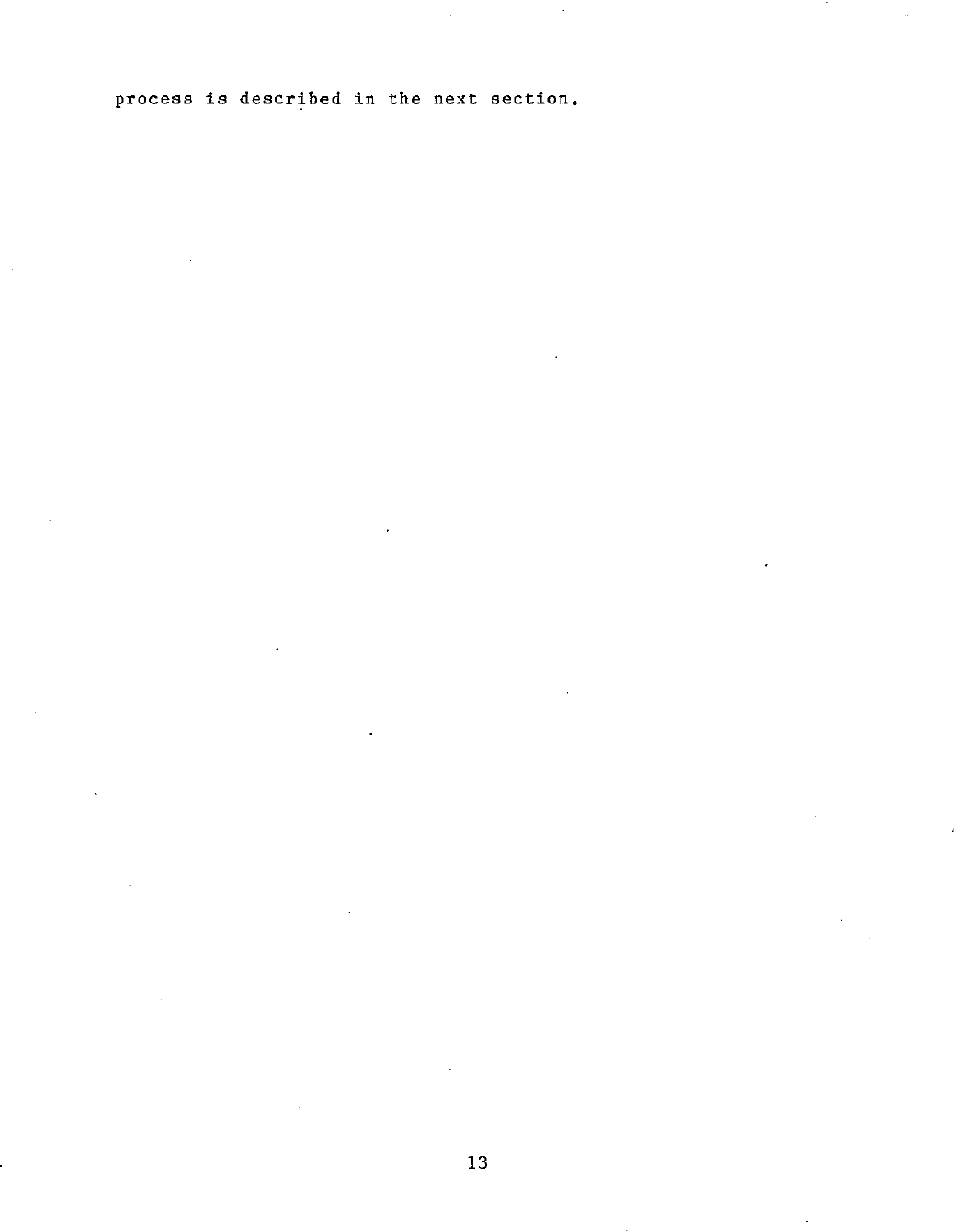process is described in the next section.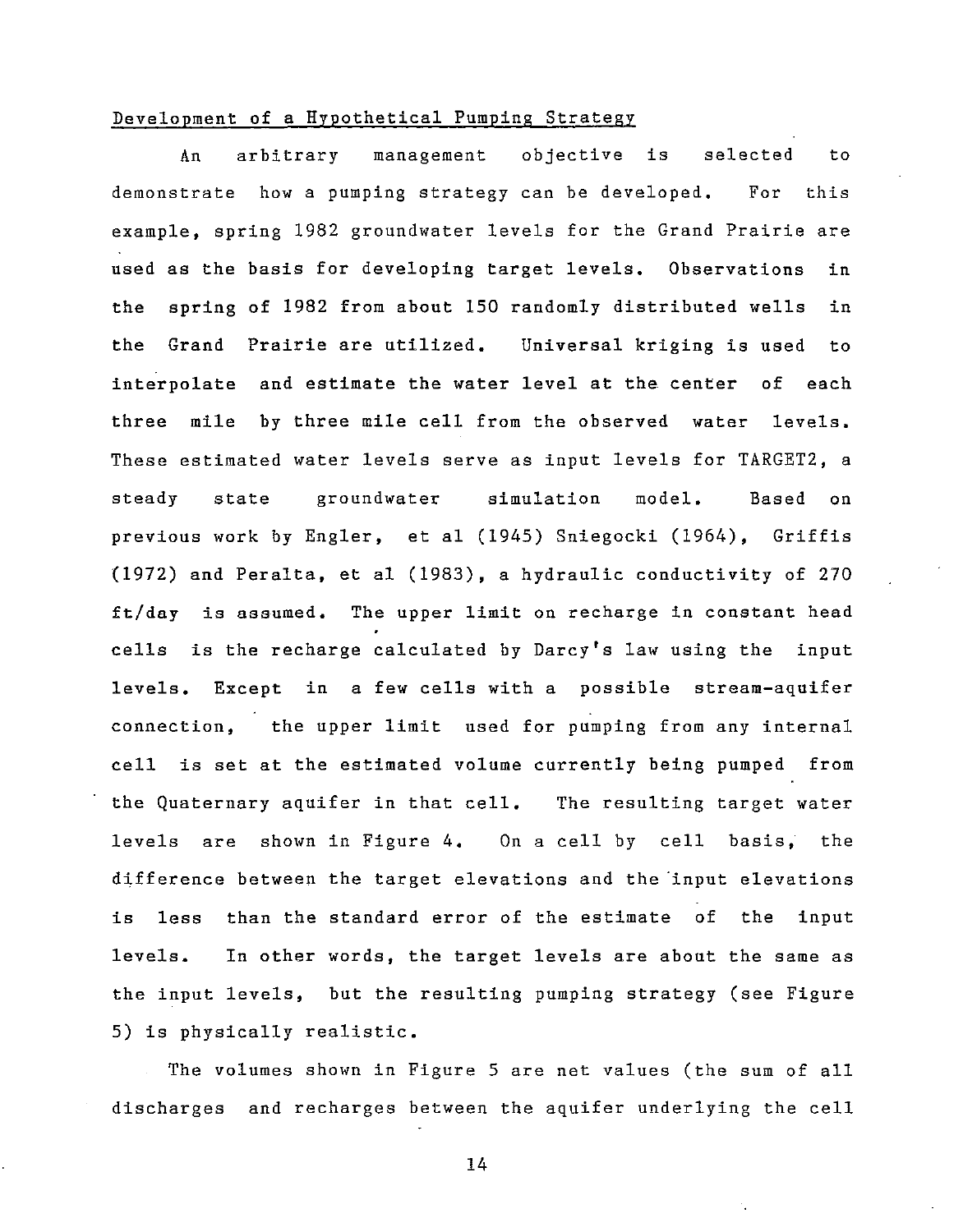## Development of a Hypothetical Pumping Strategy

An arbitrary management objective is selected to demonstrate how a pumping strategy can be developed. For this example, spring 1982 groundwater levels for the Grand Prairie are used as the basis for developing target levels. Observations in the spring of 1982 from about 150 randomly distributed wells in the Grand Prairie are utilized. Universal kriging is used to interpolate and estimate the water level at the center of each three mile by three mile cell from the observed water levels. These estimated water levels serve as input levels for TARGET2, a steady state groundwater simulation model. Based on previous work by Engler, et al (1945) Sniegocki (1964), Griffis (1972) and Peralta, et al (1983), a hydraulic conductivity of 270 ft/day is assumed. The upper limit on recharge in constant head cells is the recharge calculated by Darcy's law using the input levels. Except in a few cells with a possible stream-aquifer connection, the upper limit used for pumping from any internal cell is set at the estimated volume currently being pumped from the Quaternary aquifer in that cell. The resulting target water levels are shown in Figure 4. On a cell by cell basis, the difference between the target elevations and the input elevations is less than the standard error of the estimate of the input levels. In other words, the target levels are about the same as the input levels, but the resulting pumping strategy (see Figure 5) is physically realistic.

The volumes shown in Figure 5 are net values (the sum of all discharges and recharges between the aquifer underlying the cell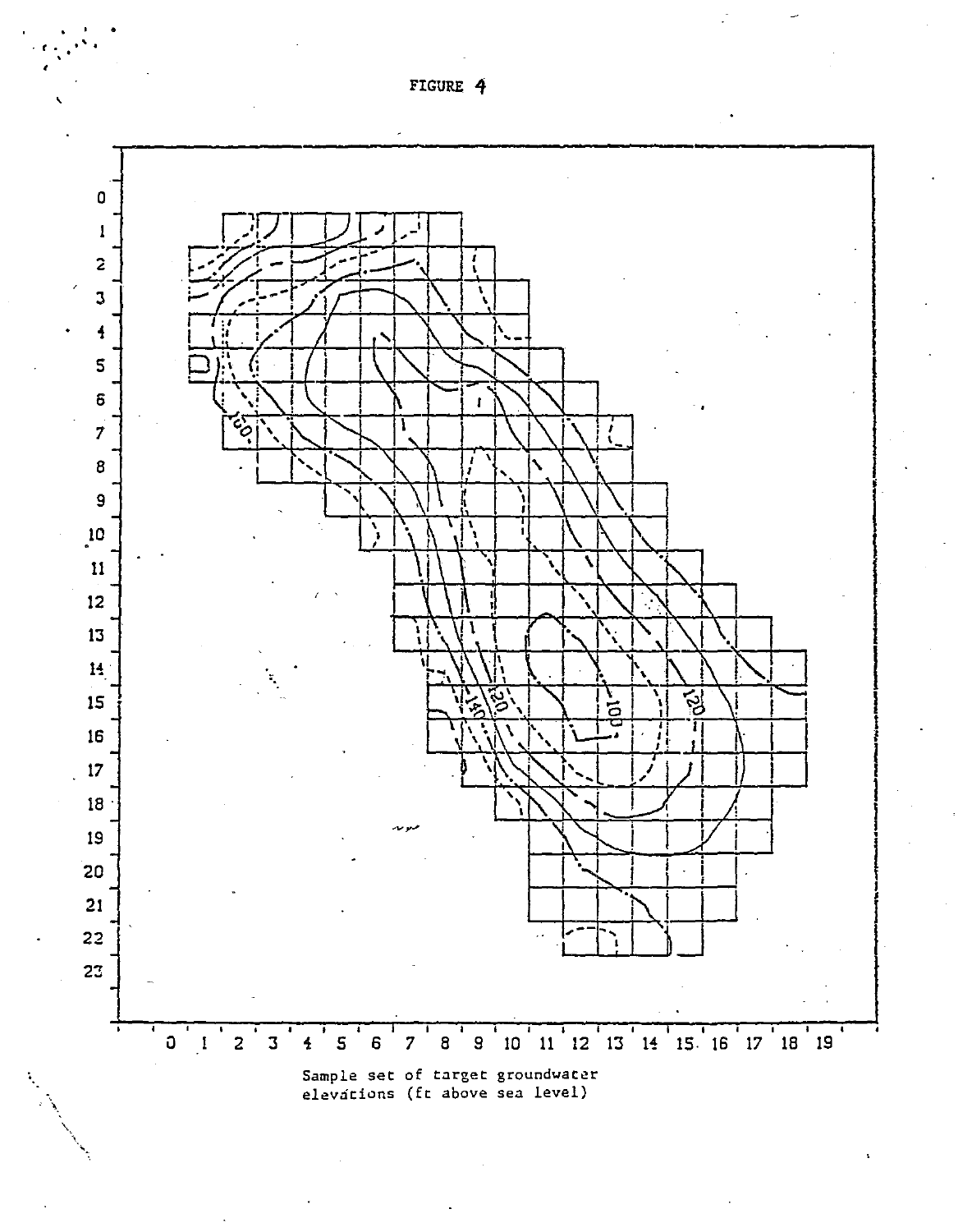FIGURE 4

Sample set of target groundwater elevations (ft above sea level)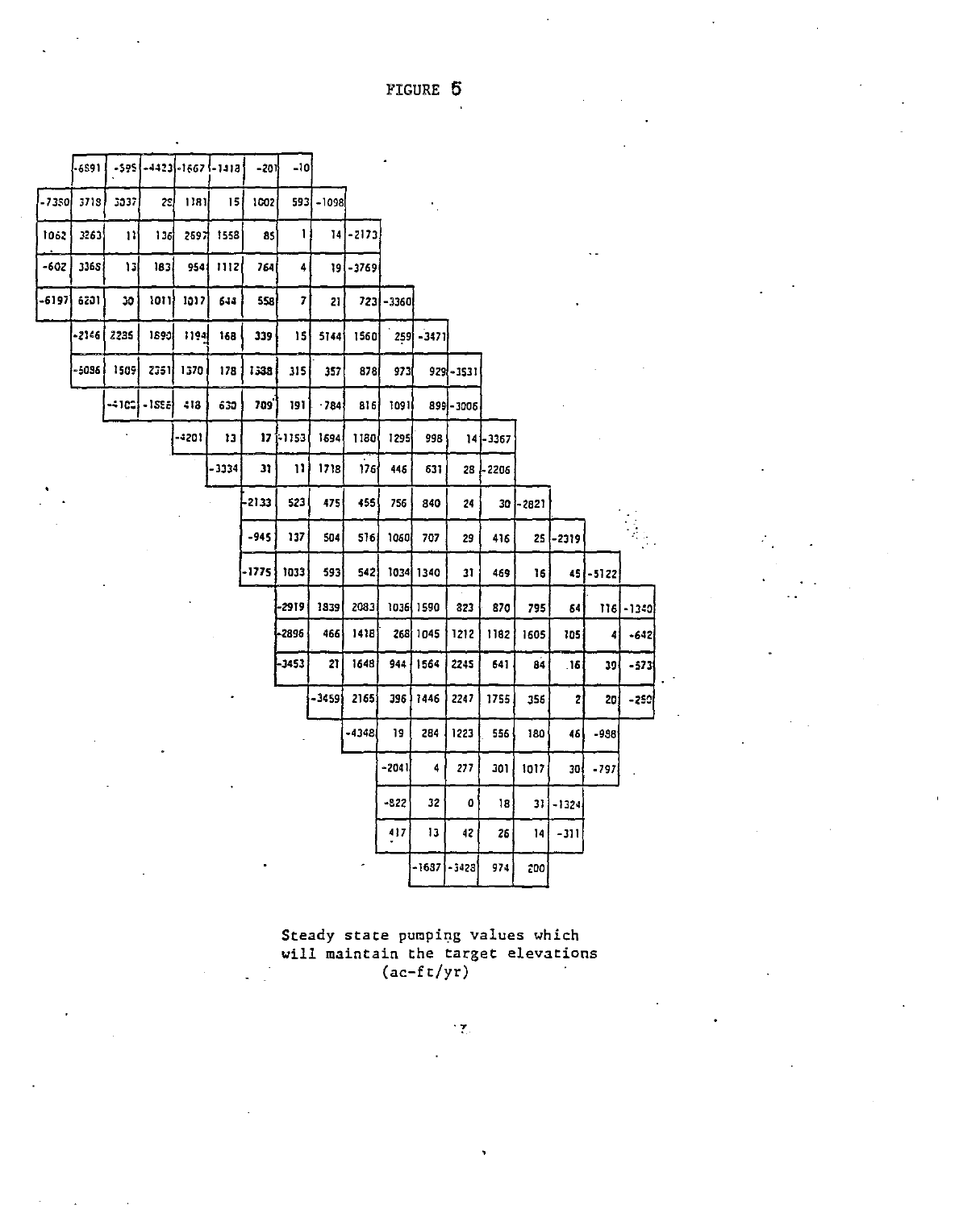FIGURE 5

| | | | | | | | | | | | | | | | | | |
|---|---|---|---|---|---|---|---|---|---|---|---|---|---|---|---|---|---|
| | -6891 | -595 | -4423 | -1667 | -1413 | -201 | -10 | | | | | | | | | | |
| -7350 | 3718 | 3037 | 29 | 1181 | 15 | 1002 | 593 | -1098 | | | | | | | | | |
| 1062 | 3263 | 11 | 136 | 2697 | 1558 | 85 | 1 | 14 | -2173 | | | | | | | | |
| -602 | 3365 | 13 | 183 | 954 | 1112 | 764 | 4 | 19 | -3769 | | | | | | | | |
| -6197 | 6201 | 30 | 1011 | 1017 | 644 | 558 | 7 | 21 | 723 | -3360 | | | | | | | |
| | -2146 | 2235 | 1890 | 1194 | 168 | 339 | 15 | 5144 | 1560 | 259 | -3471 | | | | | | |
| | -5086 | 1509 | 2351 | 1370 | 178 | 1338 | 315 | 357 | 878 | 973 | 929 | -3531 | | | | | |
| | | -4102 | -1558 | 418 | 630 | 709 | 191 | 784 | 816 | 1091 | 899 | -3006 | | | | | |
| | | | | -4201 | 13 | 17 | -1153 | 1694 | 1180 | 1295 | 998 | 14 | -3367 | | | | |
| | | | | | -3334 | 31 | 11 | 1718 | 176 | 446 | 631 | 28 | -2206 | | | | |
| | | | | | | -2133 | 523 | 475 | 455 | 756 | 840 | 24 | 30 | -2821 | | | |
| | | | | | | -945 | 137 | 504 | 516 | 1060 | 707 | 29 | 416 | 25 | -2319 | | |
| | | | | | | -1775 | 1033 | 593 | 542 | 1034 | 1340 | 31 | 469 | 16 | 45 | -5122 | |
| | | | | | | | -2919 | 1839 | 2083 | 1036 | 1590 | 823 | 870 | 795 | 64 | 116 | -1340 |
| | | | | | | | -2896 | 466 | 1418 | 268 | 1045 | 1212 | 1182 | 1605 | 105 | 4 | -642 |
| | | | | | | | -3453 | 21 | 1648 | 944 | 1564 | 2245 | 641 | 84 | 16 | 39 | -573 |
| | | | | | | | | -3459 | 2165 | 396 | 1446 | 2247 | 1755 | 356 | 2 | 20 | -250 |
| | | | | | | | | | -4348 | 19 | 284 | 1223 | 556 | 180 | 46 | -988 | |
| | | | | | | | | | | -2041 | 4 | 277 | 301 | 1017 | 30 | -797 | |
| | | | | | | | | | | -822 | 32 | 0 | 18 | 31 | -1324 | | |
| | | | | | | | | | | 417 | 13 | 42 | 26 | 14 | -311 | | |
| | | | | | | | | | | | -1687 | -3428 | 974 | 200 | | | |

Steady state pumping values which will maintain the target elevations (ac-ft/yr)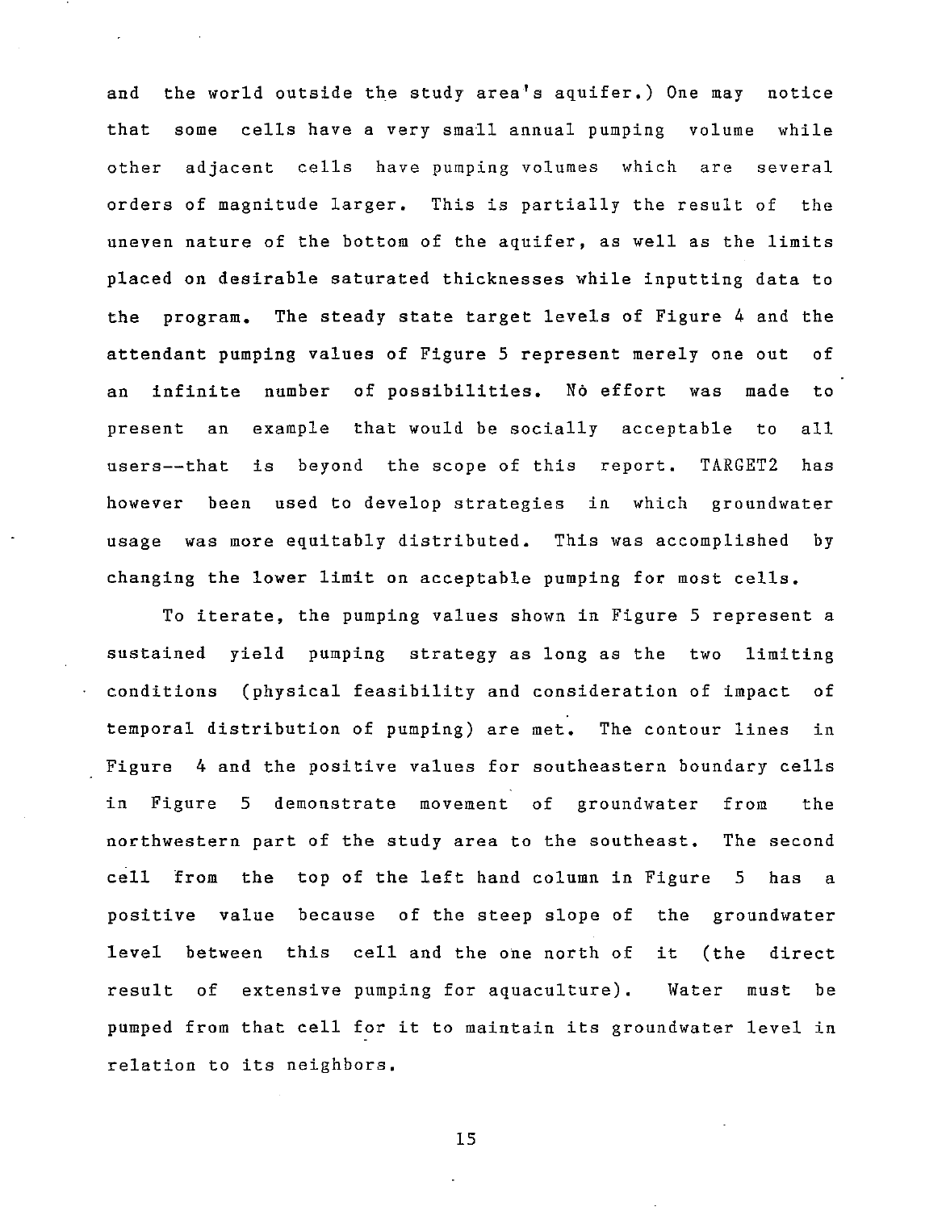and the world outside the study area's aquifer.) One may notice that some cells have a very small annual pumping volume while other adjacent cells have pumping volumes which are several orders of magnitude larger. This is partially the result of the uneven nature of the bottom of the aquifer, as well as the limits placed on desirable saturated thicknesses while inputting data to the program. The steady state target levels of Figure 4 and the attendant pumping values of Figure 5 represent merely one out of an infinite number of possibilities. No effort was made to present an example that would be socially acceptable to all users--that is beyond the scope of this report. TARGET2 has however been used to develop strategies in which groundwater usage was more equitably distributed. This was accomplished by changing the lower limit on acceptable pumping for most cells.

To iterate, the pumping values shown in Figure 5 represent a sustained yield pumping strategy as long as the two limiting conditions (physical feasibility and consideration of impact of temporal distribution of pumping) are met. The contour lines in Figure 4 and the positive values for southeastern boundary cells in Figure 5 demonstrate movement of groundwater from the northwestern part of the study area to the southeast. The second cell from the top of the left hand column in Figure 5 has a positive value because of the steep slope of the groundwater level between this cell and the one north of it (the direct result of extensive pumping for aquaculture). Water must be pumped from that cell for it to maintain its groundwater level in relation to its neighbors.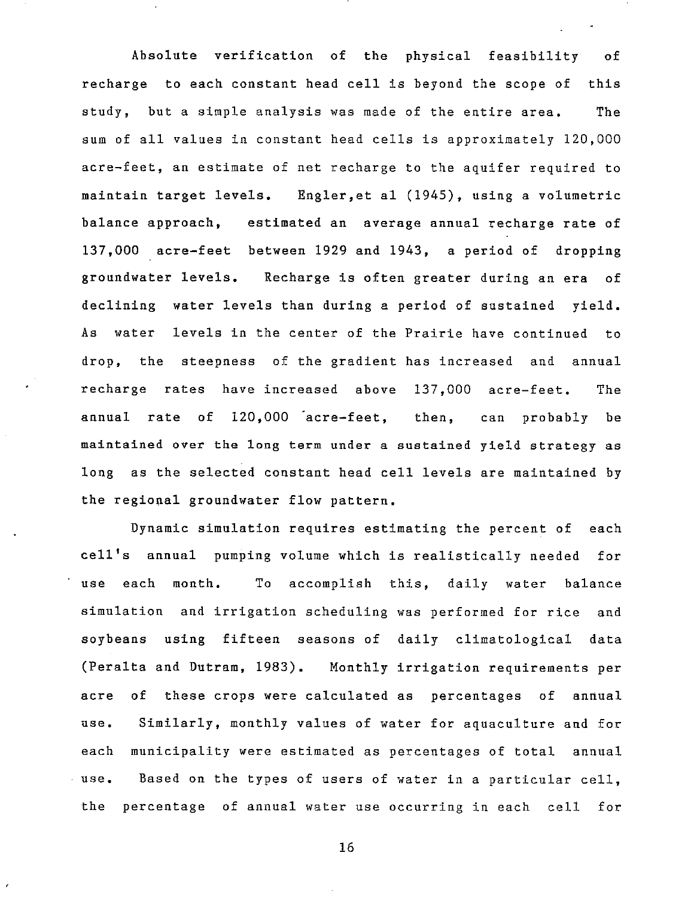Absolute verification of the physical feasibility of recharge to each constant head cell is beyond the scope of this study, but a simple analysis was made of the entire area. The sum of all values in constant head cells is approximately 120,000 acre-feet, an estimate of net recharge to the aquifer required to maintain target levels. Engler,et al (1945), using a volumetric balance approach, estimated an average annual recharge rate of 137,000 acre-feet between 1929 and 1943, a period of dropping groundwater levels. Recharge is often greater during an era of declining water levels than during a period of sustained yield. As water levels in the center of the Prairie have continued to drop, the steepness of the gradient has increased and annual recharge rates have increased above 137,000 acre-feet. The annual rate of 120,000 acre-feet, then, can probably be maintained over the long term under a sustained yield strategy as long as the selected constant head cell levels are maintained by the regional groundwater flow pattern.

Dynamic simulation requires estimating the percent of each cell's annual pumping volume which is realistically needed for use each month. To accomplish this, daily water balance simulation and irrigation scheduling was performed for rice and soybeans using fifteen seasons of daily climatological data (Peralta and Dutram, 1983). Monthly irrigation requirements per acre of these crops were calculated as percentages of annual use. Similarly, monthly values of water for aquaculture and for each municipality were estimated as percentages of total annual use. Based on the types of users of water in a particular cell, the percentage of annual water use occurring in each cell for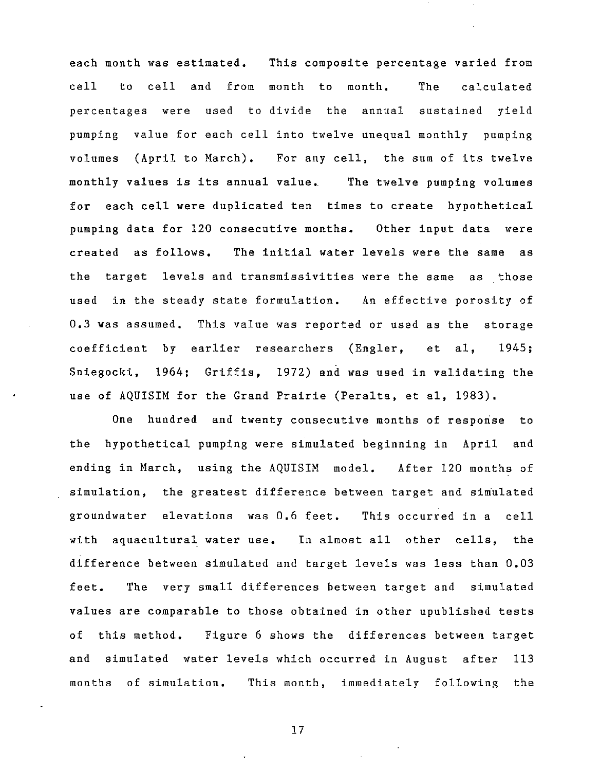each month was estimated. This composite percentage varied from cell to cell and from month to month. The calculated percentages were used to divide the annual sustained yield pumping value for each cell into twelve unequal monthly pumping volumes (April to March). For any cell, the sum of its twelve monthly values is its annual value. The twelve pumping volumes for each cell were duplicated ten times to create hypothetical pumping data for 120 consecutive months. Other input data were created as follows. The initial water levels were the same as the target levels and transmissivities were the same as those used in the steady state formulation. An effective porosity of 0.3 was assumed. This value was reported or used as the storage coefficient by earlier researchers (Engler, et al, 1945; Sniegocki, 1964; Griffis, 1972) and was used in validating the use of AQUISIM for the Grand Prairie (Peralta, et al, 1983).

One hundred and twenty consecutive months of response to the hypothetical pumping were simulated beginning in April and ending in March, using the AQUISIM model. After 120 months of simulation, the greatest difference between target and simulated groundwater elevations was 0.6 feet. This occurred in a cell with aquacultural water use. In almost all other cells, the difference between simulated and target levels was less than 0.03 feet. The very small differences between target and simulated values are comparable to those obtained in other upublished tests of this method. Figure 6 shows the differences between target and simulated water levels which occurred in August after 113 months of simulation. This month, immediately following the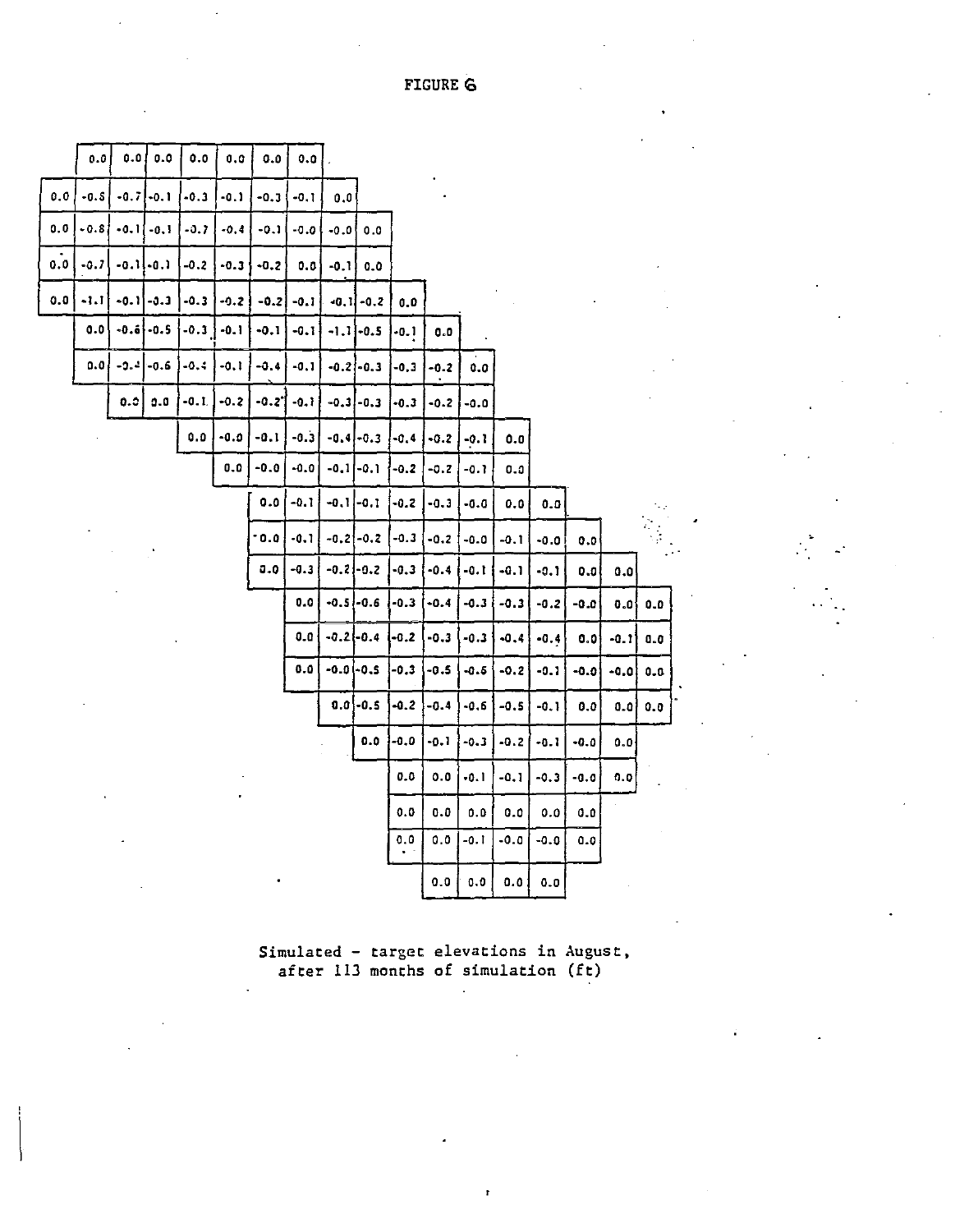FIGURE 6

| | | | | | | | | | | | | | | | | | |
|---|---|---|---|---|---|---|---|---|---|---|---|---|---|---|---|---|---|
| | 0.0 | 0.0 | 0.0 | 0.0 | 0.0 | 0.0 | 0.0 | | | | | | | | | | |
| 0.0 | -0.5 | -0.7 | -0.1 | -0.3 | -0.1 | -0.3 | -0.1 | 0.0 | | | | | | | | | |
| 0.0 | -0.8 | -0.1 | -0.1 | -0.7 | -0.4 | -0.1 | -0.0 | -0.0 | 0.0 | | | | | | | | |
| 0.0 | -0.7 | -0.1 | -0.1 | -0.2 | -0.3 | -0.2 | 0.0 | -0.1 | 0.0 | | | | | | | | |
| 0.0 | -1.1 | -0.1 | -0.3 | -0.3 | -0.2 | -0.2 | -0.1 | -0.1 | -0.2 | 0.0 | | | | | | | |
| | 0.0 | -0.6 | -0.5 | -0.3 | -0.1 | -0.1 | -0.1 | -1.1 | -0.5 | -0.1 | 0.0 | | | | | | |
| | 0.0 | -0.4 | -0.6 | -0.4 | -0.1 | -0.4 | -0.1 | -0.2 | -0.3 | -0.3 | -0.2 | 0.0 | | | | | |
| | | 0.0 | 0.0 | -0.1 | -0.2 | -0.2 | -0.1 | -0.3 | -0.3 | -0.3 | -0.2 | -0.0 | | | | | |
| | | | | 0.0 | -0.0 | -0.1 | -0.3 | -0.4 | -0.3 | -0.4 | -0.2 | -0.1 | 0.0 | | | | |
| | | | | | 0.0 | -0.0 | -0.0 | -0.1 | -0.1 | -0.2 | -0.2 | -0.1 | 0.0 | | | | |
| | | | | | | 0.0 | -0.1 | -0.1 | -0.1 | -0.2 | -0.3 | -0.0 | 0.0 | 0.0 | | | |
| | | | | | | 0.0 | -0.1 | -0.2 | -0.2 | -0.3 | -0.2 | -0.0 | -0.1 | -0.0 | 0.0 | | |
| | | | | | | 0.0 | -0.3 | -0.2 | -0.2 | -0.3 | -0.4 | -0.1 | -0.1 | -0.1 | 0.0 | 0.0 | |
| | | | | | | | 0.0 | -0.5 | -0.6 | -0.3 | -0.4 | -0.3 | -0.3 | -0.2 | -0.0 | 0.0 | 0.0 |
| | | | | | | | 0.0 | -0.2 | -0.4 | -0.2 | -0.3 | -0.3 | -0.4 | -0.4 | 0.0 | -0.1 | 0.0 |
| | | | | | | | 0.0 | -0.0 | -0.5 | -0.3 | -0.5 | -0.6 | -0.2 | -0.1 | -0.0 | -0.0 | 0.0 |
| | | | | | | | | 0.0 | -0.5 | -0.2 | -0.4 | -0.6 | -0.5 | -0.1 | 0.0 | 0.0 | 0.0 |
| | | | | | | | | | 0.0 | -0.0 | -0.1 | -0.3 | -0.2 | -0.1 | -0.0 | 0.0 | |
| | | | | | | | | | | 0.0 | 0.0 | -0.1 | -0.1 | -0.3 | -0.0 | 0.0 | |
| | | | | | | | | | | 0.0 | 0.0 | 0.0 | 0.0 | 0.0 | 0.0 | | |
| | | | | | | | | | | 0.0 | 0.0 | -0.1 | -0.0 | -0.0 | 0.0 | | |
| | | | | | | | | | | | 0.0 | 0.0 | 0.0 | 0.0 | | | |

Simulated - target elevations in August, after 113 months of simulation (ft)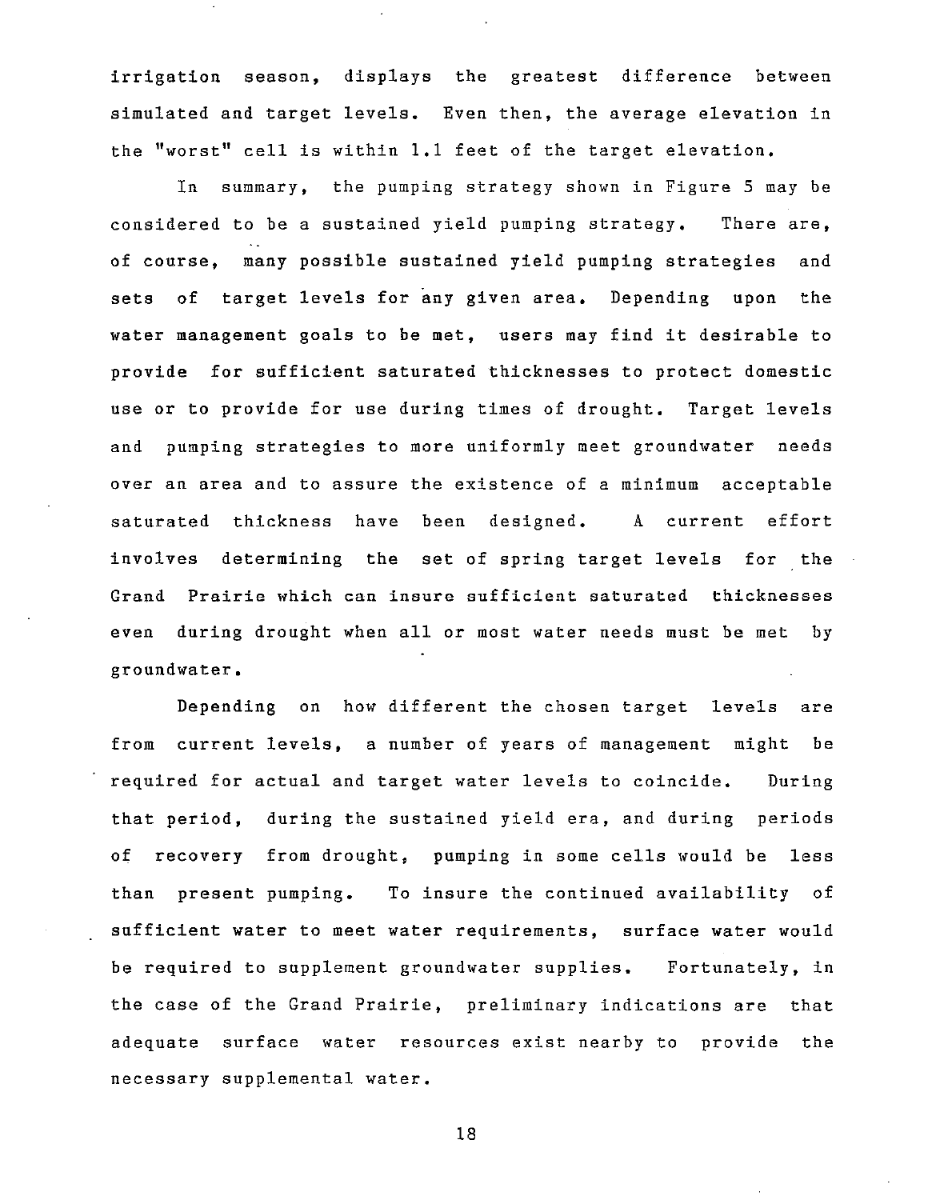irrigation season, displays the greatest difference between simulated and target levels. Even then, the average elevation in the "worst" cell is within 1.1 feet of the target elevation.

In summary, the pumping strategy shown in Figure 5 may be considered to be a sustained yield pumping strategy. There are, of course, many possible sustained yield pumping strategies and sets of target levels for any given area. Depending upon the water management goals to be met, users may find it desirable to provide for sufficient saturated thicknesses to protect domestic use or to provide for use during times of drought. Target levels and pumping strategies to more uniformly meet groundwater needs over an area and to assure the existence of a minimum acceptable saturated thickness have been designed. A current effort involves determining the set of spring target levels for the Grand Prairie which can insure sufficient saturated thicknesses even during drought when all or most water needs must be met by groundwater.

Depending on how different the chosen target levels are from current levels, a number of years of management might be required for actual and target water levels to coincide. During that period, during the sustained yield era, and during periods of recovery from drought, pumping in some cells would be less than present pumping. To insure the continued availability of sufficient water to meet water requirements, surface water would be required to supplement groundwater supplies. Fortunately, in the case of the Grand Prairie, preliminary indications are that adequate surface water resources exist nearby to provide the necessary supplemental water.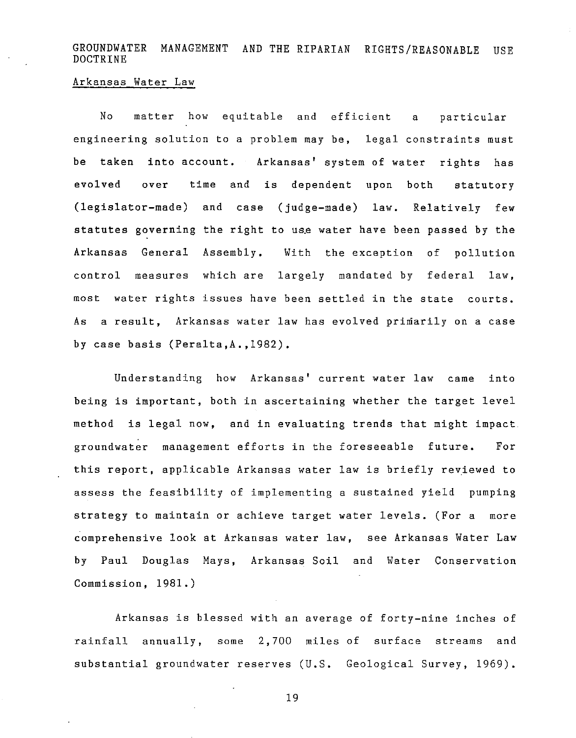## GROUNDWATER MANAGEMENT AND THE RIPARIAN RIGHTS/REASONABLE USE DOCTRINE

### Arkansas Water Law

No matter how equitable and efficient a particular engineering solution to a problem may be, legal constraints must be taken into account. Arkansas' system of water rights has evolved over time and is dependent upon both statutory (legislator-made) and case (judge-made) law. Relatively few statutes governing the right to use water have been passed by the Arkansas General Assembly. With the exception of pollution control measures which are largely mandated by federal law, most water rights issues have been settled in the state courts. As a result, Arkansas water law has evolved primarily on a case by case basis (Peralta,A.,1982).

Understanding how Arkansas' current water law came into being is important, both in ascertaining whether the target level method is legal now, and in evaluating trends that might impact groundwater management efforts in the foreseeable future. For this report, applicable Arkansas water law is briefly reviewed to assess the feasibility of implementing a sustained yield pumping strategy to maintain or achieve target water levels. (For a more comprehensive look at Arkansas water law, see Arkansas Water Law by Paul Douglas Mays, Arkansas Soil and Water Conservation Commission, 1981.)

Arkansas is blessed with an average of forty-nine inches of rainfall annually, some 2,700 miles of surface streams and substantial groundwater reserves (U.S. Geological Survey, 1969).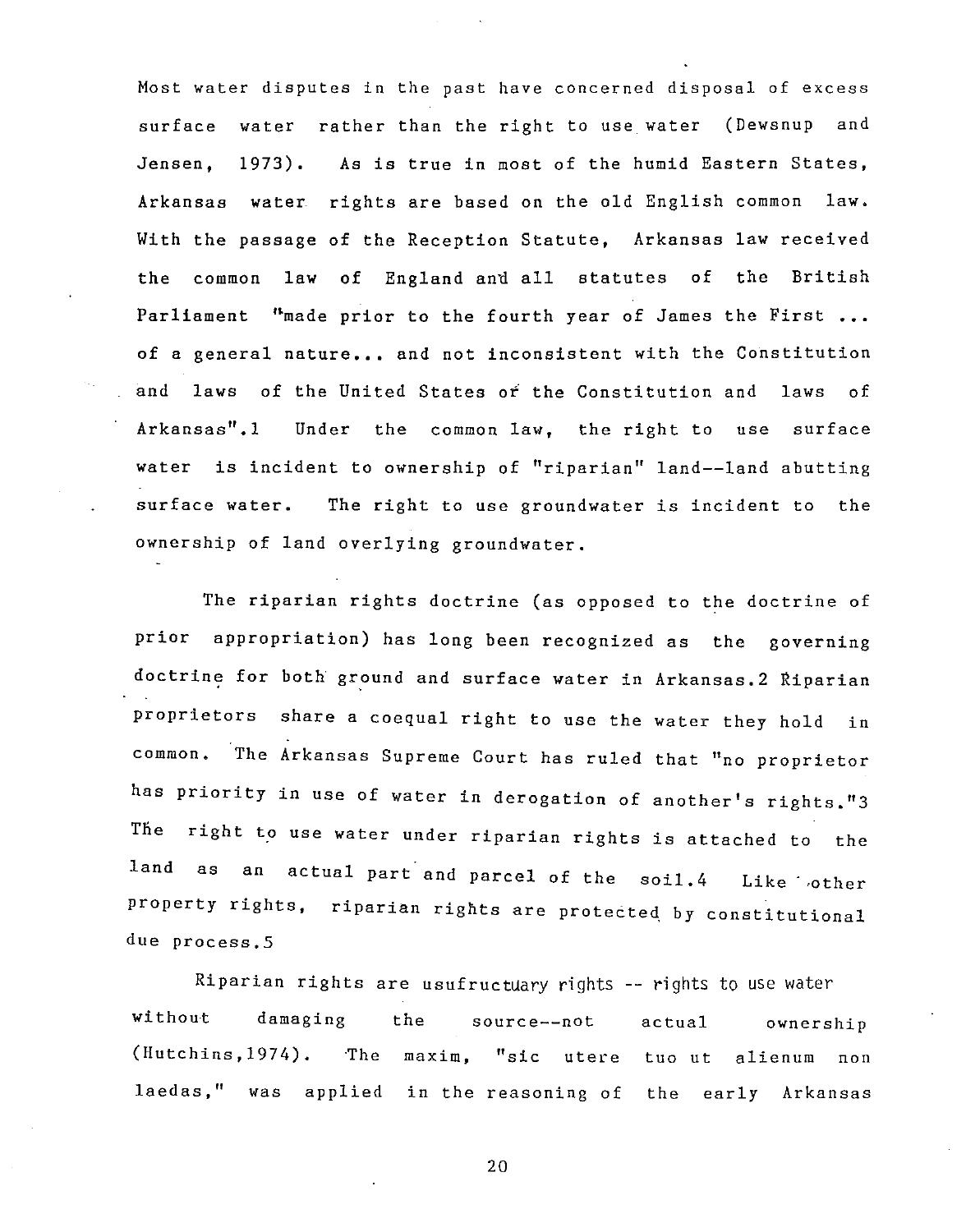Most water disputes in the past have concerned disposal of excess surface water rather than the right to use water (Dewsnup and Jensen, 1973). As is true in most of the humid Eastern States, Arkansas water rights are based on the old English common law. With the passage of the Reception Statute, Arkansas law received the common law of England and all statutes of the British Parliament "made prior to the fourth year of James the First ... of a general nature... and not inconsistent with the Constitution and laws of the United States or the Constitution and laws of Arkansas".[1] Under the common law, the right to use surface water is incident to ownership of "riparian" land--land abutting surface water. The right to use groundwater is incident to the ownership of land overlying groundwater.

The riparian rights doctrine (as opposed to the doctrine of prior appropriation) has long been recognized as the governing doctrine for both ground and surface water in Arkansas.[2] Riparian proprietors share a coequal right to use the water they hold in common. The Arkansas Supreme Court has ruled that "no proprietor has priority in use of water in derogation of another's rights."[3] The right to use water under riparian rights is attached to the land as an actual part and parcel of the soil.[4] Like other property rights, riparian rights are protected by constitutional due process.[5]

Riparian rights are usufructuary rights -- rights to use water without damaging the source--not actual ownership (Hutchins,1974). The maxim, "sic utere tuo ut alienum non laedas," was applied in the reasoning of the early Arkansas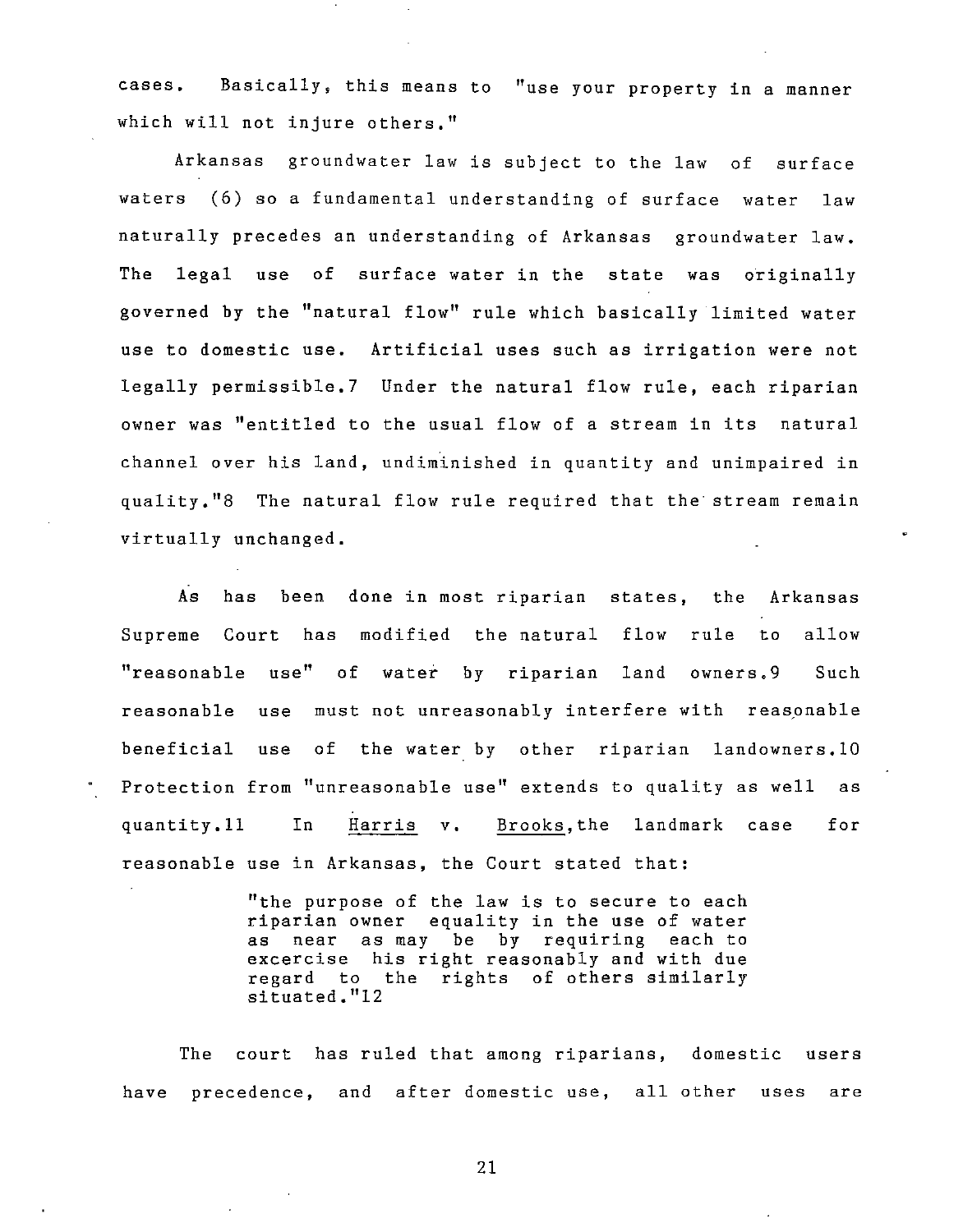cases. Basically, this means to "use your property in a manner which will not injure others."

Arkansas groundwater law is subject to the law of surface waters (6) so a fundamental understanding of surface water law naturally precedes an understanding of Arkansas groundwater law. The legal use of surface water in the state was originally governed by the "natural flow" rule which basically limited water use to domestic use. Artificial uses such as irrigation were not legally permissible.[7] Under the natural flow rule, each riparian owner was "entitled to the usual flow of a stream in its natural channel over his land, undiminished in quantity and unimpaired in quality."[8] The natural flow rule required that the stream remain virtually unchanged.

As has been done in most riparian states, the Arkansas Supreme Court has modified the natural flow rule to allow "reasonable use" of water by riparian land owners.[9] Such reasonable use must not unreasonably interfere with reasonable beneficial use of the water by other riparian landowners.[10] Protection from "unreasonable use" extends to quality as well as quantity.[11] In Harris v. Brooks, the landmark case for reasonable use in Arkansas, the Court stated that:

> "the purpose of the law is to secure to each riparian owner equality in the use of water as near as may be by requiring each to excercise his right reasonably and with due regard to the rights of others similarly situated."[12]

The court has ruled that among riparians, domestic users have precedence, and after domestic use, all other uses are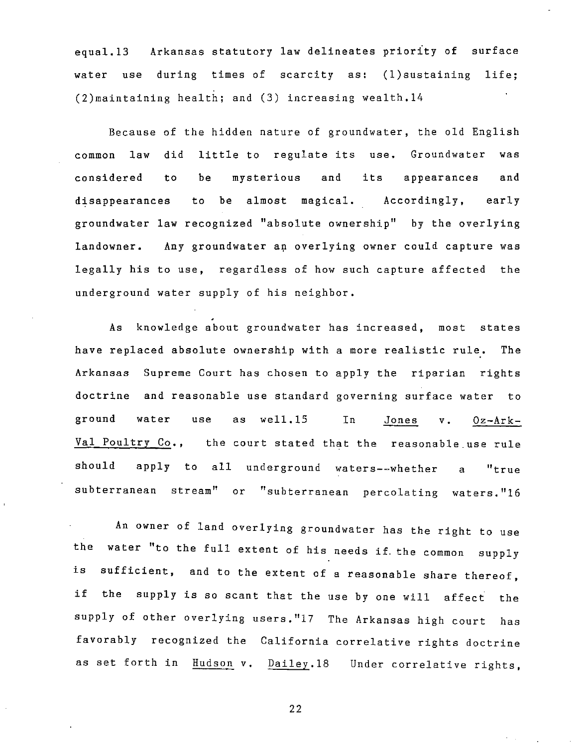equal.[13] Arkansas statutory law delineates priority of surface water use during times of scarcity as: (1)sustaining life; (2)maintaining health; and (3) increasing wealth.[14]

Because of the hidden nature of groundwater, the old English common law did little to regulate its use. Groundwater was considered to be mysterious and its appearances and disappearances to be almost magical. Accordingly, early groundwater law recognized "absolute ownership" by the overlying landowner. Any groundwater an overlying owner could capture was legally his to use, regardless of how such capture affected the underground water supply of his neighbor.

As knowledge about groundwater has increased, most states have replaced absolute ownership with a more realistic rule. The Arkansas Supreme Court has chosen to apply the riparian rights doctrine and reasonable use standard governing surface water to ground water use as well.[15] In Jones v. Oz-Ark-Val Poultry Co., the court stated that the reasonable use rule should apply to all underground waters--whether a "true subterranean stream" or "subterranean percolating waters."[16]

An owner of land overlying groundwater has the right to use the water "to the full extent of his needs if the common supply is sufficient, and to the extent of a reasonable share thereof, if the supply is so scant that the use by one will affect the supply of other overlying users."[17] The Arkansas high court has favorably recognized the California correlative rights doctrine as set forth in Hudson v. Dailey.[18] Under correlative rights,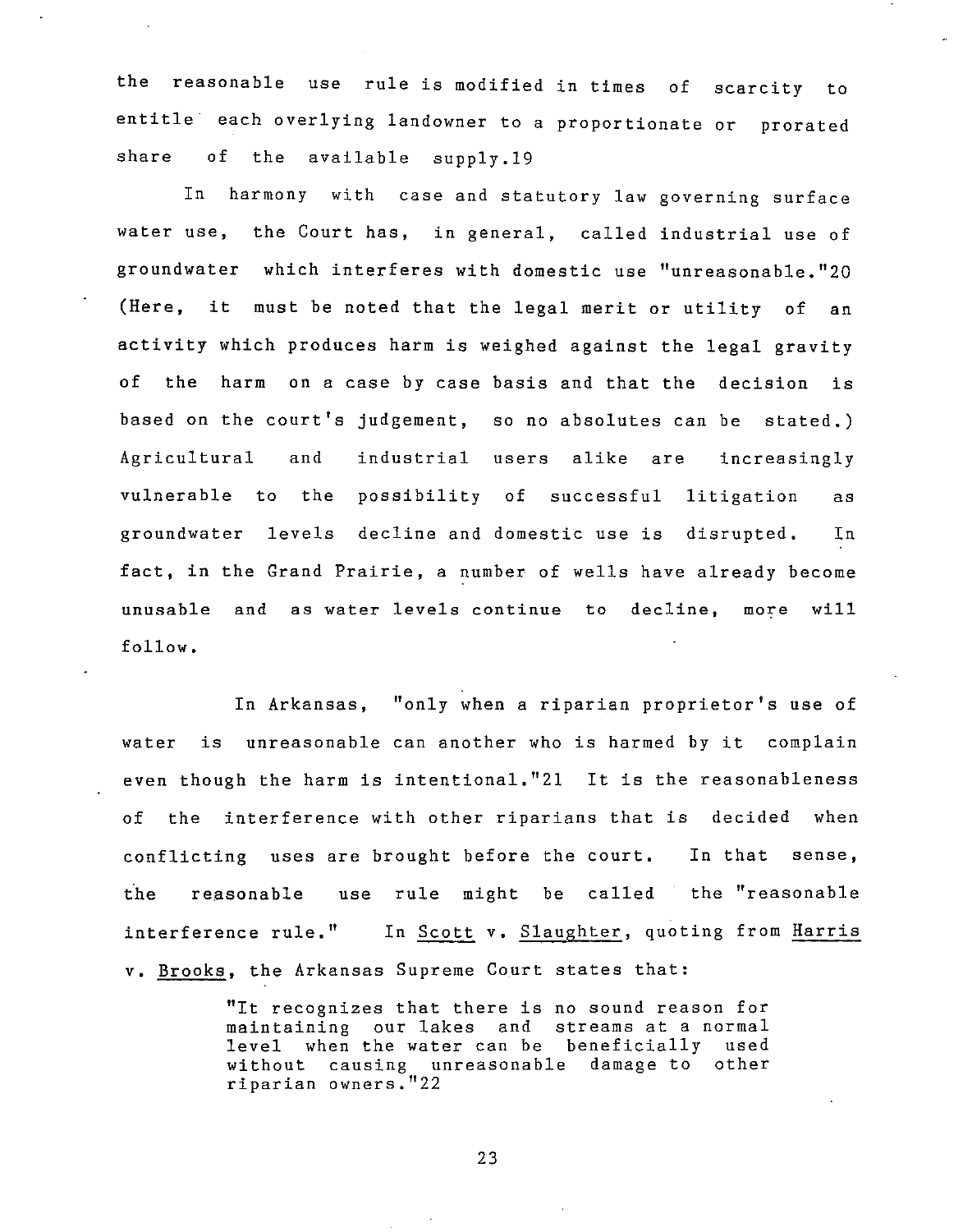the reasonable use rule is modified in times of scarcity to entitle each overlying landowner to a proportionate or prorated share of the available supply.[19]

In harmony with case and statutory law governing surface water use, the Court has, in general, called industrial use of groundwater which interferes with domestic use "unreasonable."[20] (Here, it must be noted that the legal merit or utility of an activity which produces harm is weighed against the legal gravity of the harm on a case by case basis and that the decision is based on the court's judgement, so no absolutes can be stated.) Agricultural and industrial users alike are increasingly vulnerable to the possibility of successful litigation as groundwater levels decline and domestic use is disrupted. In fact, in the Grand Prairie, a number of wells have already become unusable and as water levels continue to decline, more will follow.

In Arkansas, "only when a riparian proprietor's use of water is unreasonable can another who is harmed by it complain even though the harm is intentional."[21] It is the reasonableness of the interference with other riparians that is decided when conflicting uses are brought before the court. In that sense, the reasonable use rule might be called the "reasonable interference rule." In <u>Scott</u> v. <u>Slaughter</u>, quoting from <u>Harris</u> v. <u>Brooks</u>, the Arkansas Supreme Court states that:

> "It recognizes that there is no sound reason for maintaining our lakes and streams at a normal level when the water can be beneficially used without causing unreasonable damage to other riparian owners."[22]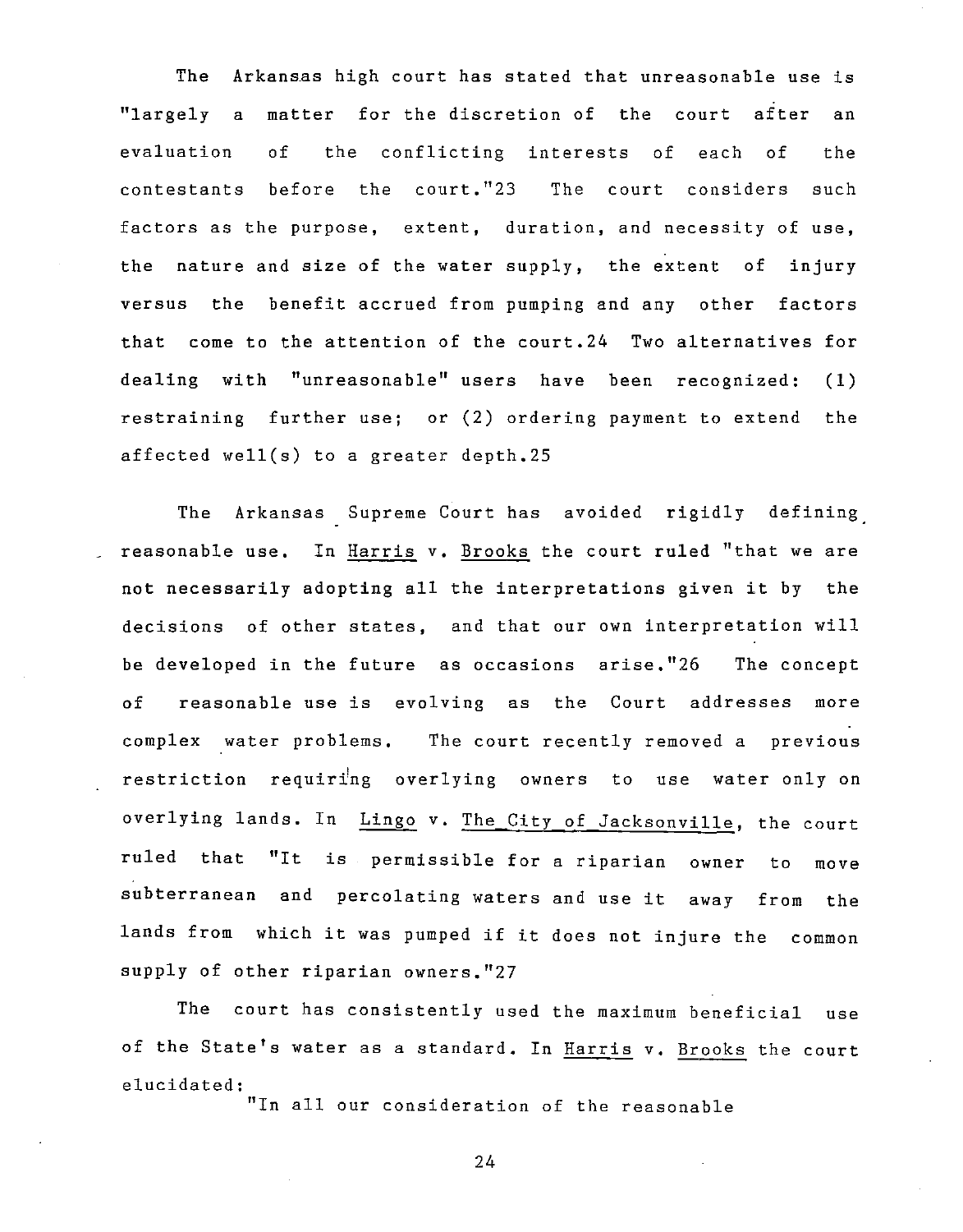The Arkansas high court has stated that unreasonable use is "largely a matter for the discretion of the court after an evaluation of the conflicting interests of each of the contestants before the court."[23] The court considers such factors as the purpose, extent, duration, and necessity of use, the nature and size of the water supply, the extent of injury versus the benefit accrued from pumping and any other factors that come to the attention of the court.[24] Two alternatives for dealing with "unreasonable" users have been recognized: (1) restraining further use; or (2) ordering payment to extend the affected well(s) to a greater depth.[25]

The Arkansas Supreme Court has avoided rigidly defining reasonable use. In Harris v. Brooks the court ruled "that we are not necessarily adopting all the interpretations given it by the decisions of other states, and that our own interpretation will be developed in the future as occasions arise."[26] The concept of reasonable use is evolving as the Court addresses more complex water problems. The court recently removed a previous restriction requiring overlying owners to use water only on overlying lands. In Lingo v. The City of Jacksonville, the court ruled that "It is permissible for a riparian owner to move subterranean and percolating waters and use it away from the lands from which it was pumped if it does not injure the common supply of other riparian owners."[27]

The court has consistently used the maximum beneficial use of the State's water as a standard. In Harris v. Brooks the court elucidated:

"In all our consideration of the reasonable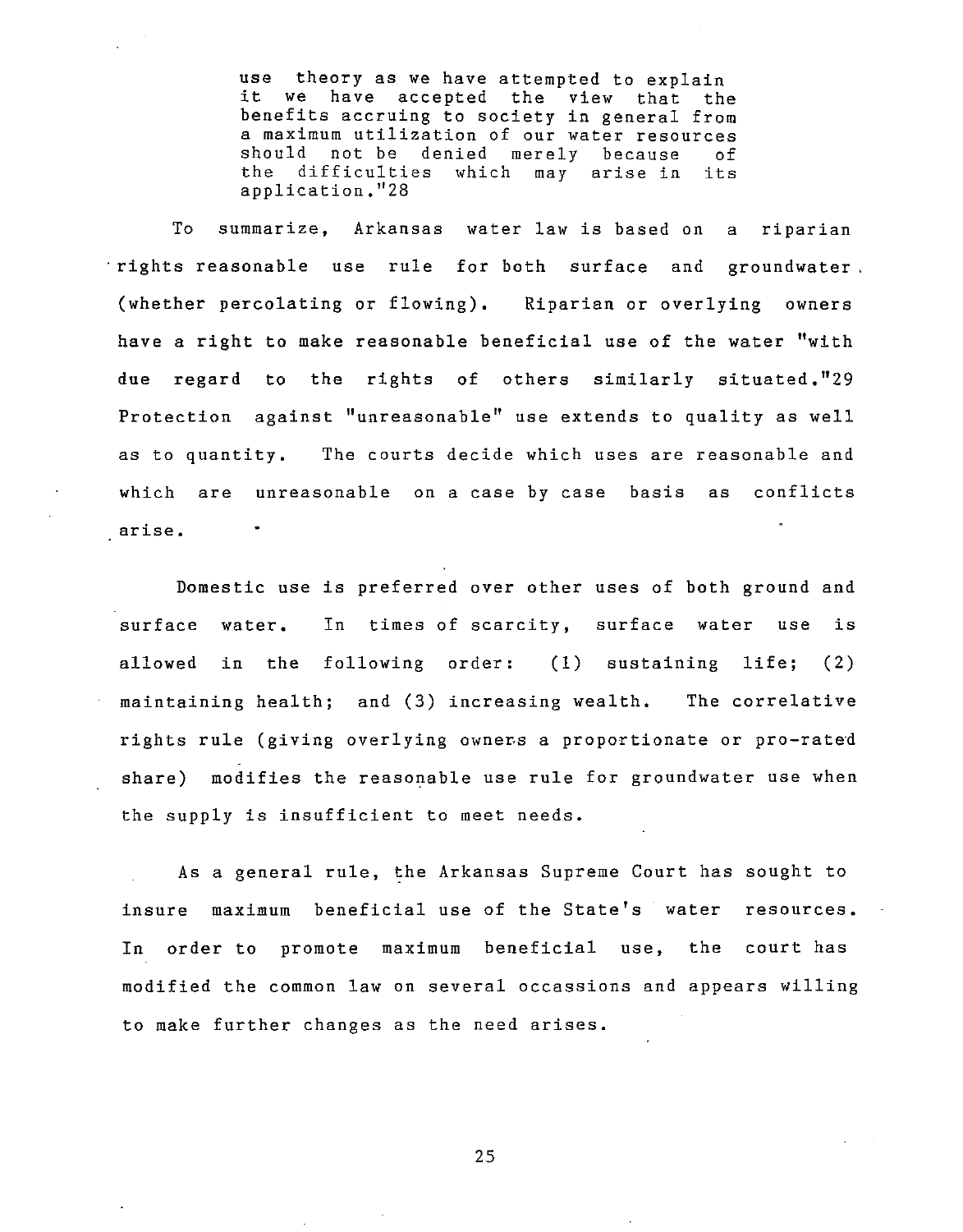> use theory as we have attempted to explain it we have accepted the view that the benefits accruing to society in general from a maximum utilization of our water resources should not be denied merely because of the difficulties which may arise in its application."28

To summarize, Arkansas water law is based on a riparian rights reasonable use rule for both surface and groundwater (whether percolating or flowing). Riparian or overlying owners have a right to make reasonable beneficial use of the water "with due regard to the rights of others similarly situated."29 Protection against "unreasonable" use extends to quality as well as to quantity. The courts decide which uses are reasonable and which are unreasonable on a case by case basis as conflicts arise.

Domestic use is preferred over other uses of both ground and surface water. In times of scarcity, surface water use is allowed in the following order: (1) sustaining life; (2) maintaining health; and (3) increasing wealth. The correlative rights rule (giving overlying owners a proportionate or pro-rated share) modifies the reasonable use rule for groundwater use when the supply is insufficient to meet needs.

As a general rule, the Arkansas Supreme Court has sought to insure maximum beneficial use of the State's water resources. In order to promote maximum beneficial use, the court has modified the common law on several occassions and appears willing to make further changes as the need arises.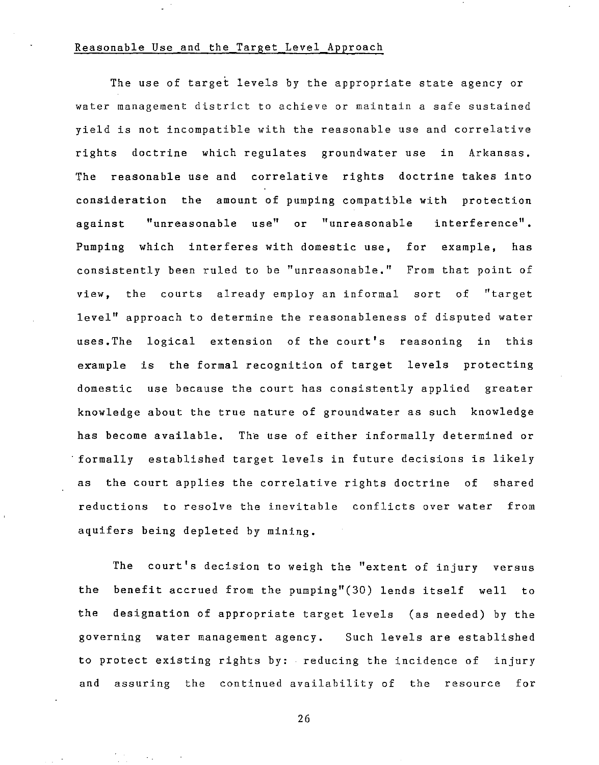## Reasonable Use and the Target Level Approach

The use of target levels by the appropriate state agency or water management district to achieve or maintain a safe sustained yield is not incompatible with the reasonable use and correlative rights doctrine which regulates groundwater use in Arkansas. The reasonable use and correlative rights doctrine takes into consideration the amount of pumping compatible with protection against "unreasonable use" or "unreasonable interference". Pumping which interferes with domestic use, for example, has consistently been ruled to be "unreasonable." From that point of view, the courts already employ an informal sort of "target level" approach to determine the reasonableness of disputed water uses.The logical extension of the court's reasoning in this example is the formal recognition of target levels protecting domestic use because the court has consistently applied greater knowledge about the true nature of groundwater as such knowledge has become available. The use of either informally determined or formally established target levels in future decisions is likely as the court applies the correlative rights doctrine of shared reductions to resolve the inevitable conflicts over water from aquifers being depleted by mining.

The court's decision to weigh the "extent of injury versus the benefit accrued from the pumping"(30) lends itself well to the designation of appropriate target levels (as needed) by the governing water management agency. Such levels are established to protect existing rights by: reducing the incidence of injury and assuring the continued availability of the resource for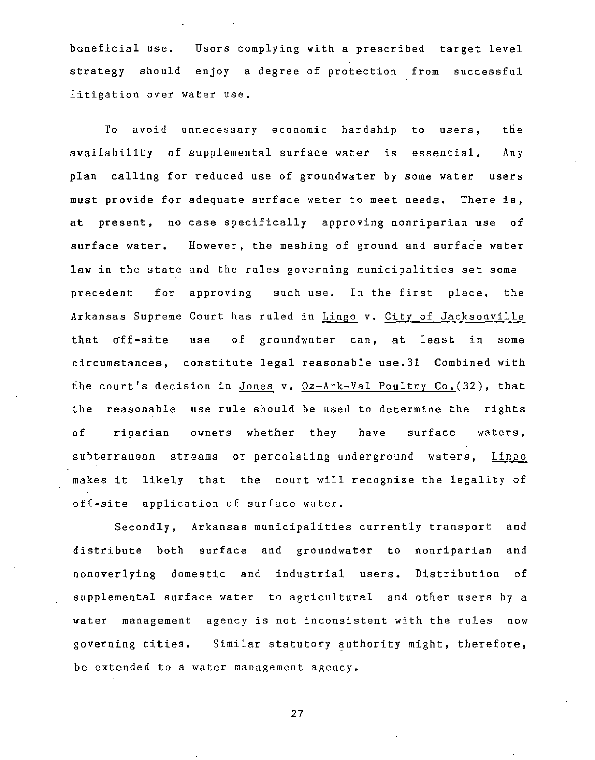beneficial use. Users complying with a prescribed target level strategy should enjoy a degree of protection from successful litigation over water use.

To avoid unnecessary economic hardship to users, the availability of supplemental surface water is essential. Any plan calling for reduced use of groundwater by some water users must provide for adequate surface water to meet needs. There is, at present, no case specifically approving nonriparian use of surface water. However, the meshing of ground and surface water law in the state and the rules governing municipalities set some precedent for approving such use. In the first place, the Arkansas Supreme Court has ruled in _Lingo_ v. _City of Jacksonville_ that off-site use of groundwater can, at least in some circumstances, constitute legal reasonable use.31 Combined with the court's decision in _Jones_ v. _Oz-Ark-Val Poultry Co._(32), that the reasonable use rule should be used to determine the rights of riparian owners whether they have surface waters, subterranean streams or percolating underground waters, _Lingo_ makes it likely that the court will recognize the legality of off-site application of surface water.

Secondly, Arkansas municipalities currently transport and distribute both surface and groundwater to nonriparian and nonoverlying domestic and industrial users. Distribution of supplemental surface water to agricultural and other users by a water management agency is not inconsistent with the rules now governing cities. Similar statutory authority might, therefore, be extended to a water management agency.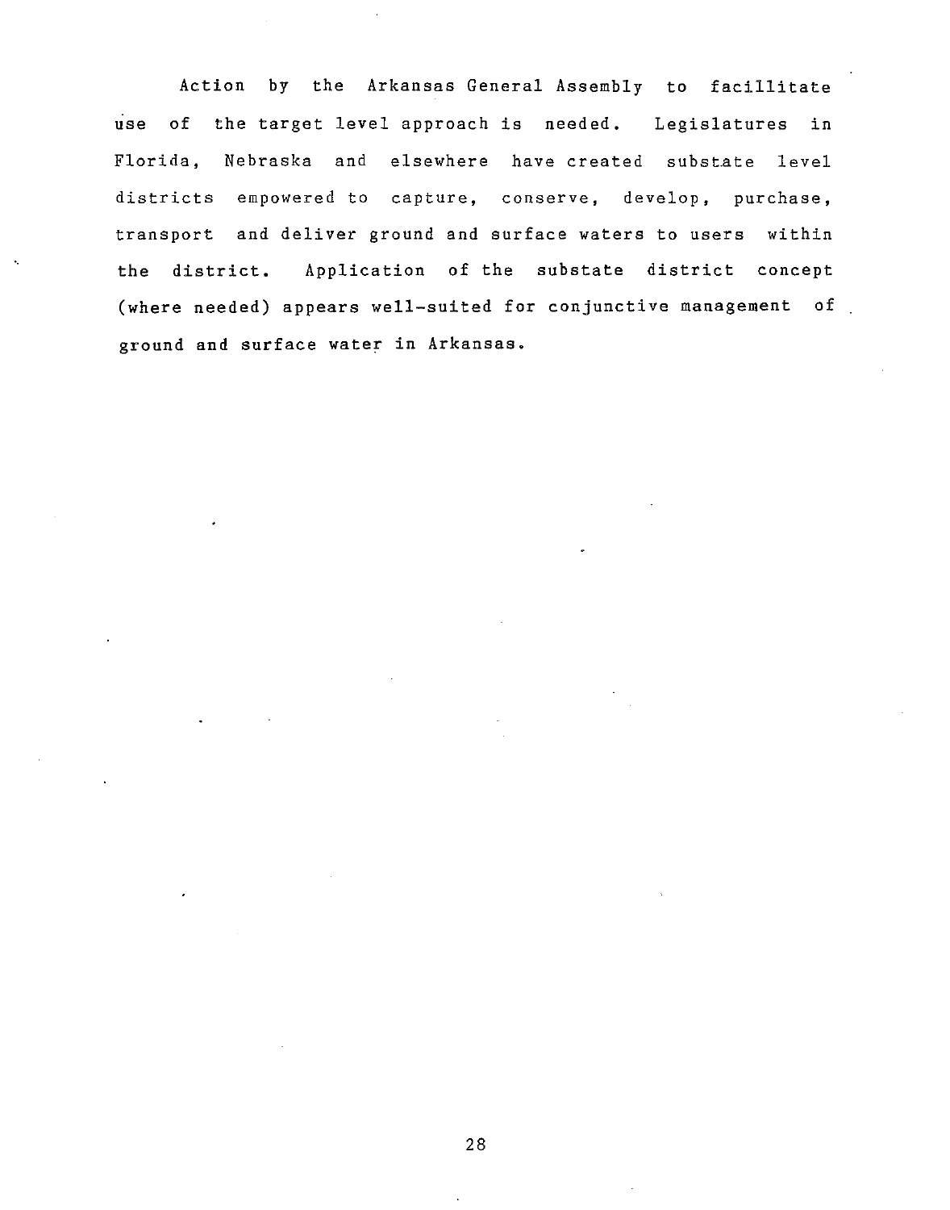Action by the Arkansas General Assembly to facillitate use of the target level approach is needed. Legislatures in Florida, Nebraska and elsewhere have created substate level districts empowered to capture, conserve, develop, purchase, transport and deliver ground and surface waters to users within the district. Application of the substate district concept (where needed) appears well-suited for conjunctive management of ground and surface water in Arkansas.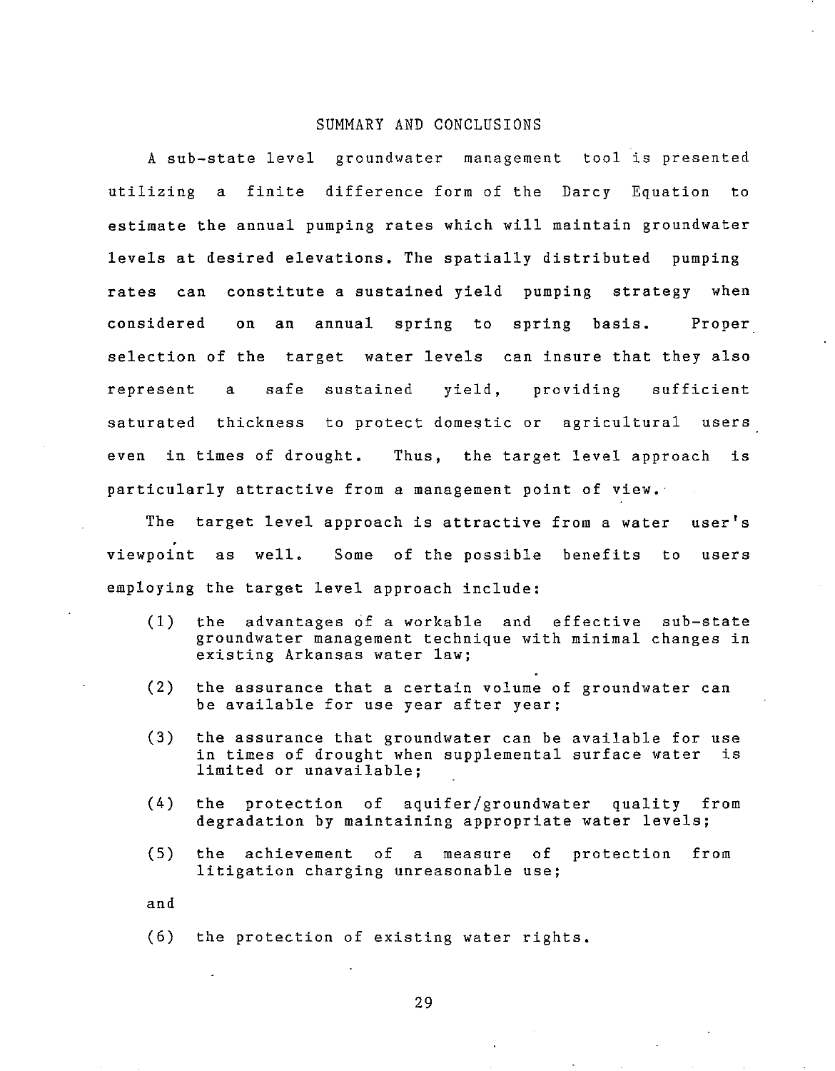## SUMMARY AND CONCLUSIONS

A sub-state level groundwater management tool is presented utilizing a finite difference form of the Darcy Equation to estimate the annual pumping rates which will maintain groundwater levels at desired elevations. The spatially distributed pumping rates can constitute a sustained yield pumping strategy when considered on an annual spring to spring basis. Proper selection of the target water levels can insure that they also represent a safe sustained yield, providing sufficient saturated thickness to protect domestic or agricultural users even in times of drought. Thus, the target level approach is particularly attractive from a management point of view.

The target level approach is attractive from a water user's viewpoint as well. Some of the possible benefits to users employing the target level approach include:

(1) the advantages of a workable and effective sub-state groundwater management technique with minimal changes in existing Arkansas water law;

(2) the assurance that a certain volume of groundwater can be available for use year after year;

(3) the assurance that groundwater can be available for use in times of drought when supplemental surface water is limited or unavailable;

(4) the protection of aquifer/groundwater quality from degradation by maintaining appropriate water levels;

(5) the achievement of a measure of protection from litigation charging unreasonable use;

and

(6) the protection of existing water rights.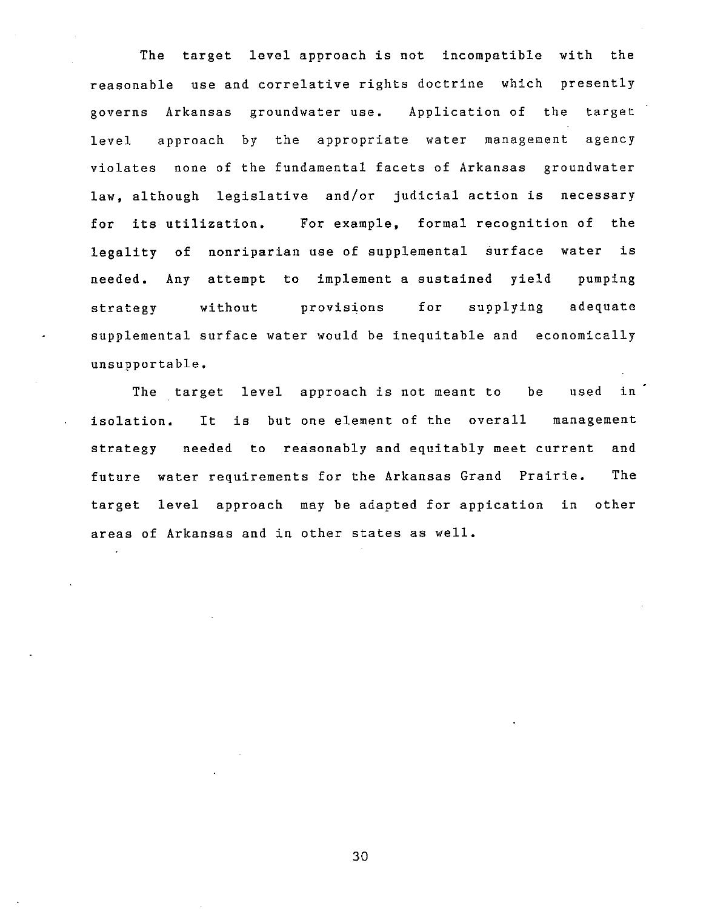The target level approach is not incompatible with the reasonable use and correlative rights doctrine which presently governs Arkansas groundwater use. Application of the target level approach by the appropriate water management agency violates none of the fundamental facets of Arkansas groundwater law, although legislative and/or judicial action is necessary for its utilization. For example, formal recognition of the legality of nonriparian use of supplemental surface water is needed. Any attempt to implement a sustained yield pumping strategy without provisions for supplying adequate supplemental surface water would be inequitable and economically unsupportable.

The target level approach is not meant to be used in isolation. It is but one element of the overall management strategy needed to reasonably and equitably meet current and future water requirements for the Arkansas Grand Prairie. The target level approach may be adapted for appication in other areas of Arkansas and in other states as well.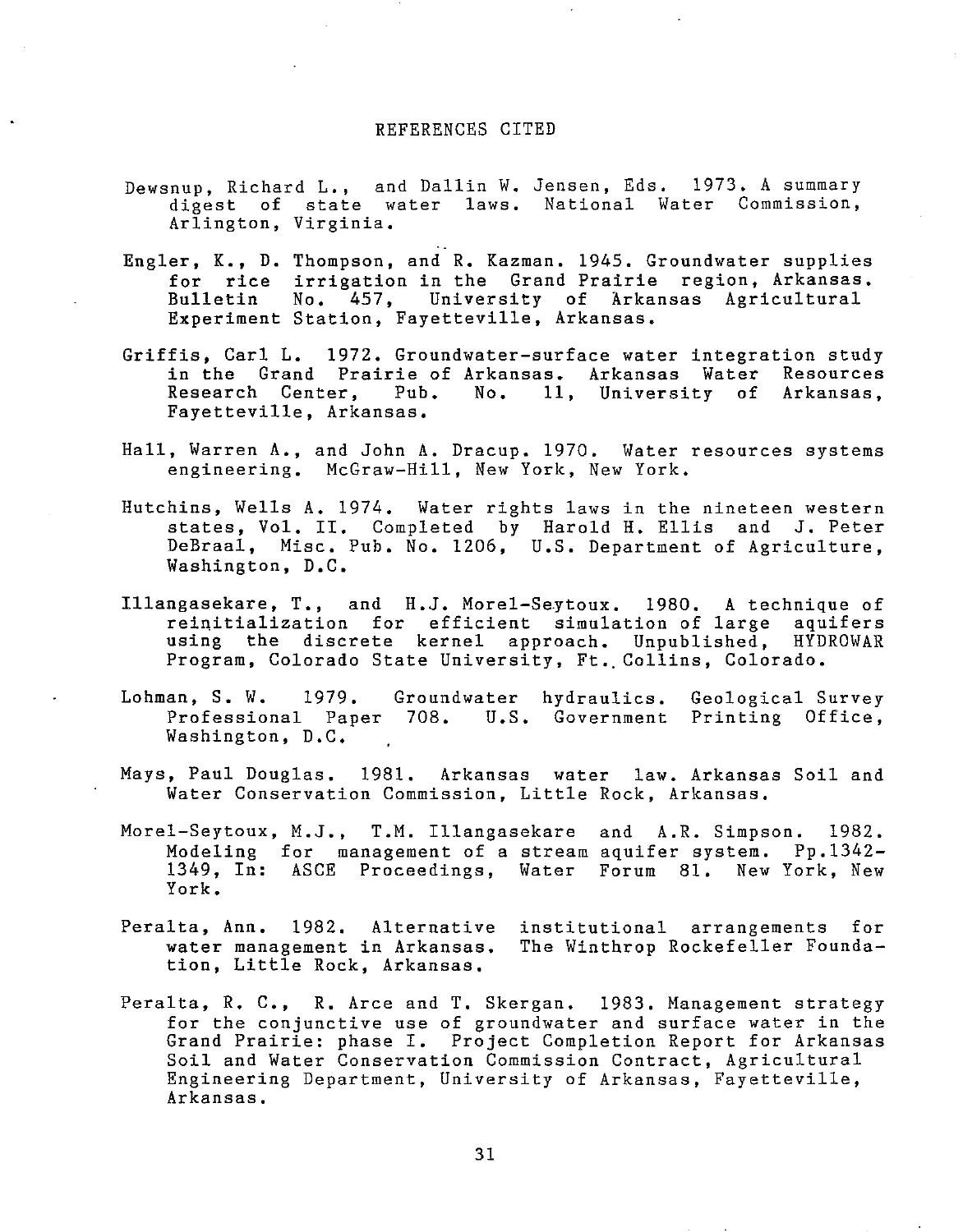# REFERENCES CITED

Dewsnup, Richard L., and Dallin W. Jensen, Eds. 1973. A summary digest of state water laws. National Water Commission, Arlington, Virginia.

Engler, K., D. Thompson, and R. Kazman. 1945. Groundwater supplies for rice irrigation in the Grand Prairie region, Arkansas. Bulletin No. 457, University of Arkansas Agricultural Experiment Station, Fayetteville, Arkansas.

Griffis, Carl L. 1972. Groundwater-surface water integration study in the Grand Prairie of Arkansas. Arkansas Water Resources Research Center, Pub. No. 11, University of Arkansas, Fayetteville, Arkansas.

Hall, Warren A., and John A. Dracup. 1970. Water resources systems engineering. McGraw-Hill, New York, New York.

Hutchins, Wells A. 1974. Water rights laws in the nineteen western states, Vol. II. Completed by Harold H. Ellis and J. Peter DeBraal, Misc. Pub. No. 1206, U.S. Department of Agriculture, Washington, D.C.

Illangasekare, T., and H.J. Morel-Seytoux. 1980. A technique of reinitialization for efficient simulation of large aquifers using the discrete kernel approach. Unpublished, HYDROWAR Program, Colorado State University, Ft. Collins, Colorado.

Lohman, S. W. 1979. Groundwater hydraulics. Geological Survey Professional Paper 708. U.S. Government Printing Office, Washington, D.C.

Mays, Paul Douglas. 1981. Arkansas water law. Arkansas Soil and Water Conservation Commission, Little Rock, Arkansas.

Morel-Seytoux, M.J., T.M. Illangasekare and A.R. Simpson. 1982. Modeling for management of a stream aquifer system. Pp.1342-1349, In: ASCE Proceedings, Water Forum 81. New York, New York.

Peralta, Ann. 1982. Alternative institutional arrangements for water management in Arkansas. The Winthrop Rockefeller Foundation, Little Rock, Arkansas.

Peralta, R. C., R. Arce and T. Skergan. 1983. Management strategy for the conjunctive use of groundwater and surface water in the Grand Prairie: phase I. Project Completion Report for Arkansas Soil and Water Conservation Commission Contract, Agricultural Engineering Department, University of Arkansas, Fayetteville, Arkansas.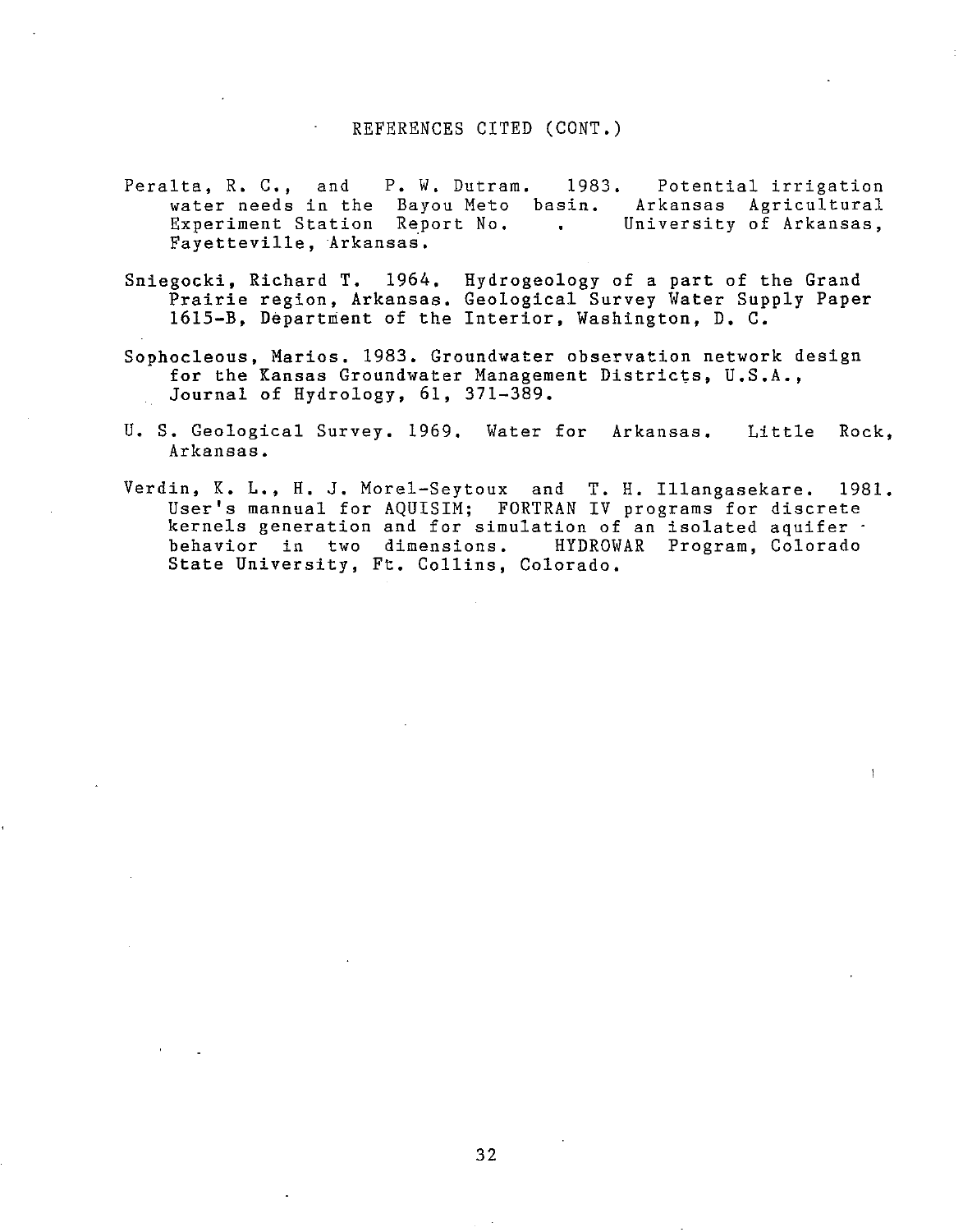REFERENCES CITED (CONT.)

Peralta, R. C., and P. W. Dutram. 1983. Potential irrigation water needs in the Bayou Meto basin. Arkansas Agricultural Experiment Station Report No. . University of Arkansas, Fayetteville, Arkansas.

Sniegocki, Richard T. 1964. Hydrogeology of a part of the Grand Prairie region, Arkansas. Geological Survey Water Supply Paper 1615-B, Department of the Interior, Washington, D. C.

Sophocleous, Marios. 1983. Groundwater observation network design for the Kansas Groundwater Management Districts, U.S.A., Journal of Hydrology, 61, 371-389.

U. S. Geological Survey. 1969. Water for Arkansas. Little Rock, Arkansas.

Verdin, K. L., H. J. Morel-Seytoux and T. H. Illangasekare. 1981. User's mannual for AQUISIM; FORTRAN IV programs for discrete kernels generation and for simulation of an isolated aquifer behavior in two dimensions. HYDROWAR Program, Colorado State University, Ft. Collins, Colorado.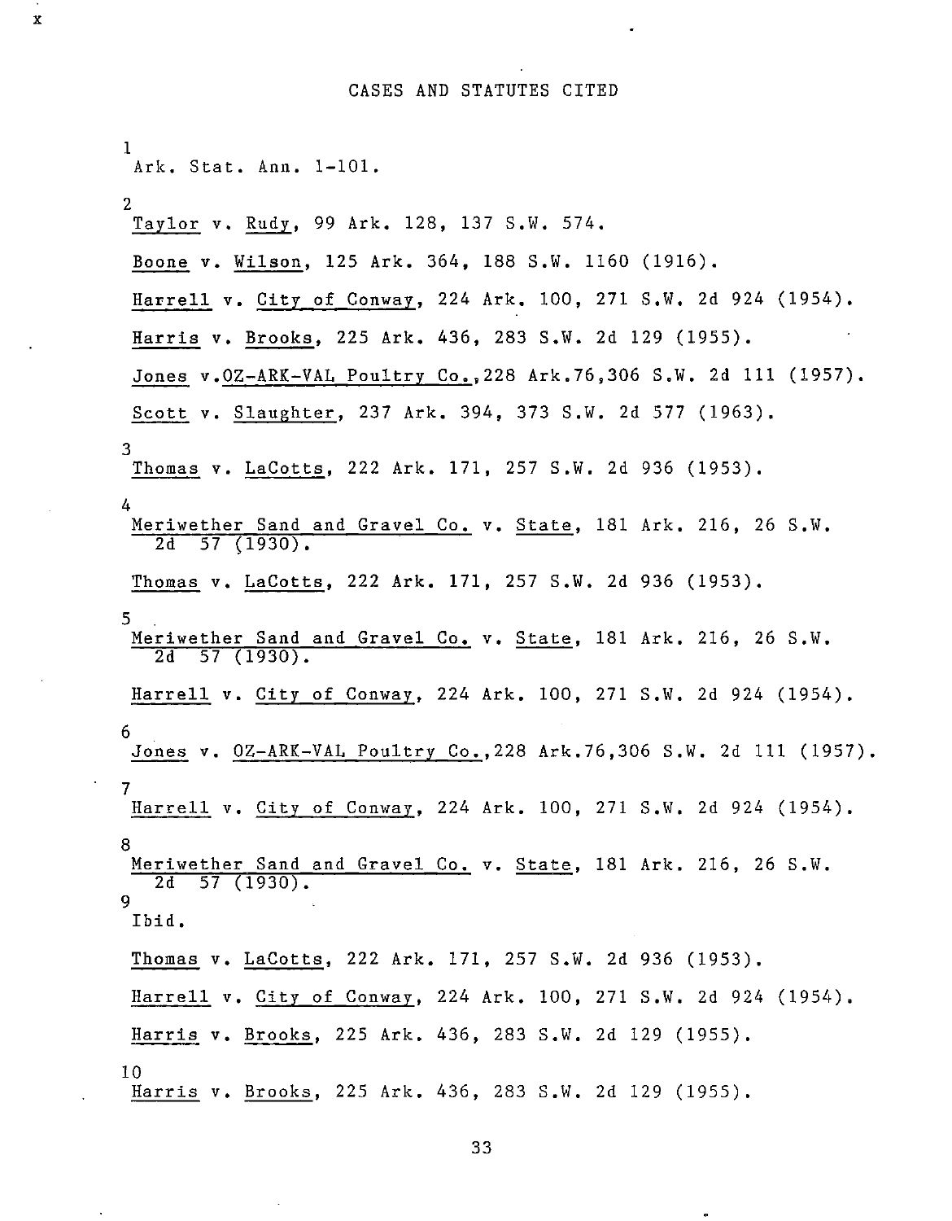# CASES AND STATUTES CITED

1
Ark. Stat. Ann. 1-101.

2
Taylor v. Rudy, 99 Ark. 128, 137 S.W. 574.

Boone v. Wilson, 125 Ark. 364, 188 S.W. 1160 (1916).

Harrell v. City of Conway, 224 Ark. 100, 271 S.W. 2d 924 (1954).

Harris v. Brooks, 225 Ark. 436, 283 S.W. 2d 129 (1955).

Jones v.OZ-ARK-VAL Poultry Co.,228 Ark.76,306 S.W. 2d 111 (1957).

Scott v. Slaughter, 237 Ark. 394, 373 S.W. 2d 577 (1963).

3
Thomas v. LaCotts, 222 Ark. 171, 257 S.W. 2d 936 (1953).

4
Meriwether Sand and Gravel Co. v. State, 181 Ark. 216, 26 S.W. 2d 57 (1930).

Thomas v. LaCotts, 222 Ark. 171, 257 S.W. 2d 936 (1953).

5
Meriwether Sand and Gravel Co. v. State, 181 Ark. 216, 26 S.W. 2d 57 (1930).

Harrell v. City of Conway, 224 Ark. 100, 271 S.W. 2d 924 (1954).

6
Jones v. OZ-ARK-VAL Poultry Co.,228 Ark.76,306 S.W. 2d 111 (1957).

7
Harrell v. City of Conway, 224 Ark. 100, 271 S.W. 2d 924 (1954).

8
Meriwether Sand and Gravel Co. v. State, 181 Ark. 216, 26 S.W. 2d 57 (1930).

9
Ibid.

Thomas v. LaCotts, 222 Ark. 171, 257 S.W. 2d 936 (1953).

Harrell v. City of Conway, 224 Ark. 100, 271 S.W. 2d 924 (1954).

Harris v. Brooks, 225 Ark. 436, 283 S.W. 2d 129 (1955).

10
Harris v. Brooks, 225 Ark. 436, 283 S.W. 2d 129 (1955).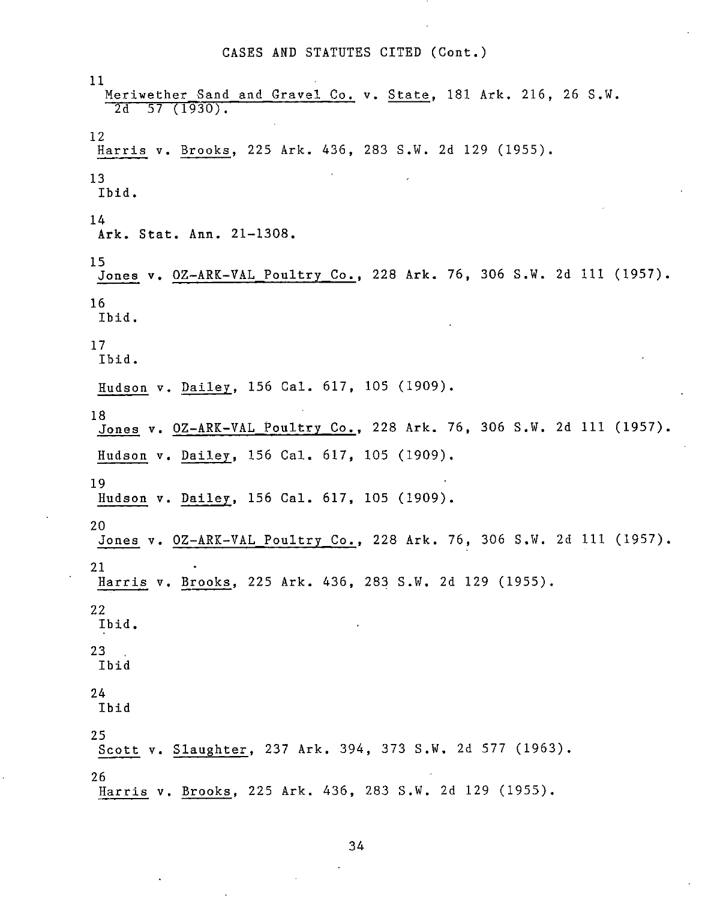CASES AND STATUTES CITED (Cont.)

11
<u>Meriwether Sand and Gravel Co.</u> v. <u>State</u>, 181 Ark. 216, 26 S.W. 2d 57 (1930).

12
<u>Harris</u> v. <u>Brooks</u>, 225 Ark. 436, 283 S.W. 2d 129 (1955).

13
Ibid.

14
Ark. Stat. Ann. 21-1308.

15
<u>Jones</u> v. <u>OZ-ARK-VAL Poultry Co.</u>, 228 Ark. 76, 306 S.W. 2d 111 (1957).

16
Ibid.

17
Ibid.

<u>Hudson</u> v. <u>Dailey</u>, 156 Cal. 617, 105 (1909).

18
<u>Jones</u> v. <u>OZ-ARK-VAL Poultry Co.</u>, 228 Ark. 76, 306 S.W. 2d 111 (1957).

<u>Hudson</u> v. <u>Dailey</u>, 156 Cal. 617, 105 (1909).

19
<u>Hudson</u> v. <u>Dailey</u>, 156 Cal. 617, 105 (1909).

20
<u>Jones</u> v. <u>OZ-ARK-VAL Poultry Co.</u>, 228 Ark. 76, 306 S.W. 2d 111 (1957).

21
<u>Harris</u> v. <u>Brooks</u>, 225 Ark. 436, 283 S.W. 2d 129 (1955).

22
Ibid.

23
Ibid

24
Ibid

25
<u>Scott</u> v. <u>Slaughter</u>, 237 Ark. 394, 373 S.W. 2d 577 (1963).

26
<u>Harris</u> v. <u>Brooks</u>, 225 Ark. 436, 283 S.W. 2d 129 (1955).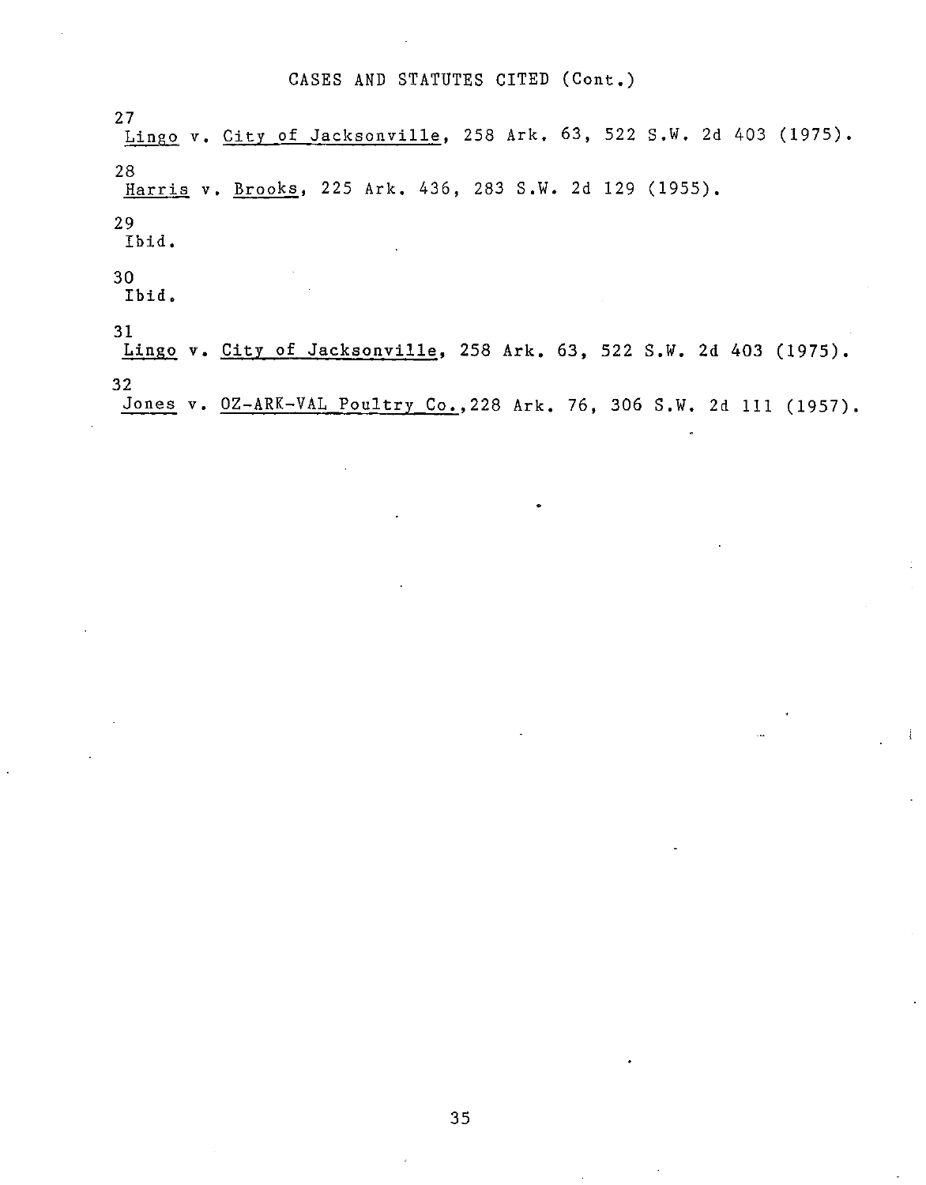CASES AND STATUTES CITED (Cont.)

27
Lingo v. City of Jacksonville, 258 Ark. 63, 522 S.W. 2d 403 (1975).

28
Harris v. Brooks, 225 Ark. 436, 283 S.W. 2d 129 (1955).

29
Ibid.

30
Ibid.

31
Lingo v. City of Jacksonville, 258 Ark. 63, 522 S.W. 2d 403 (1975).

32
Jones v. OZ-ARK-VAL Poultry Co.,228 Ark. 76, 306 S.W. 2d 111 (1957).